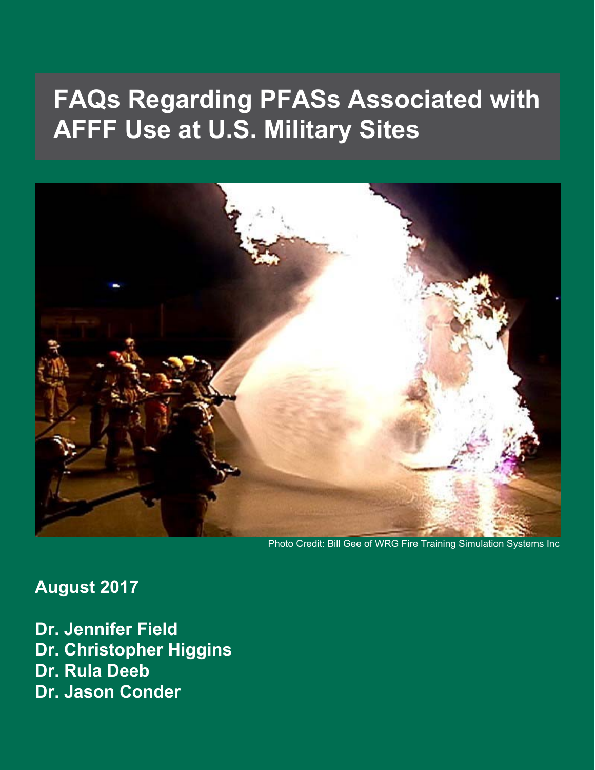# FAQs Regarding PFASs Associated with AFFF Use at U.S. Military Sites

Photo Credit: Bill Gee of WRG Fire Training Simulation Systems Inc

**August 2017**

**Dr. Jennifer Field**
**Dr. Christopher Higgins**
**Dr. Rula Deeb**
**Dr. Jason Conder**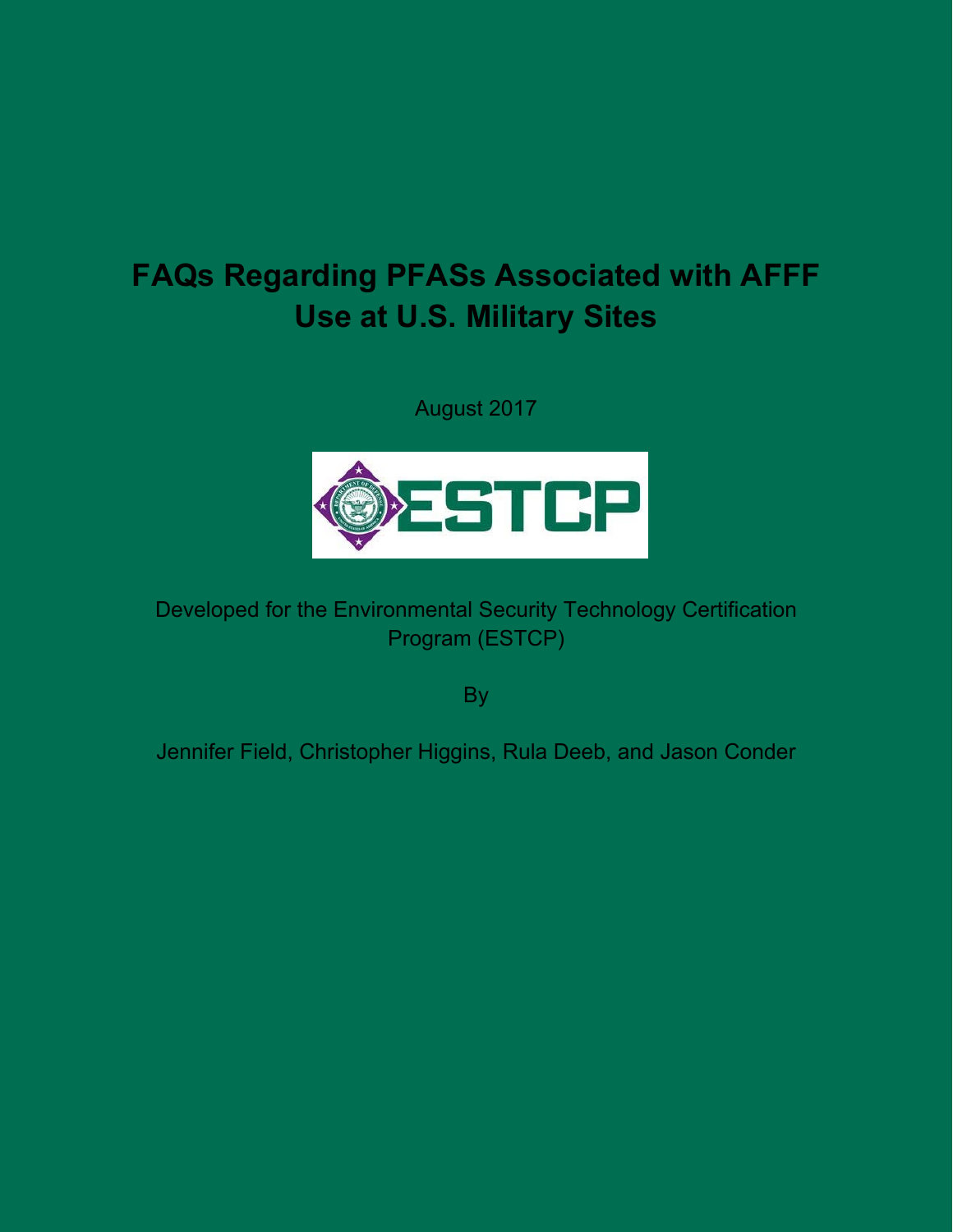# FAQs Regarding PFASs Associated with AFFF Use at U.S. Military Sites

August 2017

ESTCP

Developed for the Environmental Security Technology Certification Program (ESTCP)

By

Jennifer Field, Christopher Higgins, Rula Deeb, and Jason Conder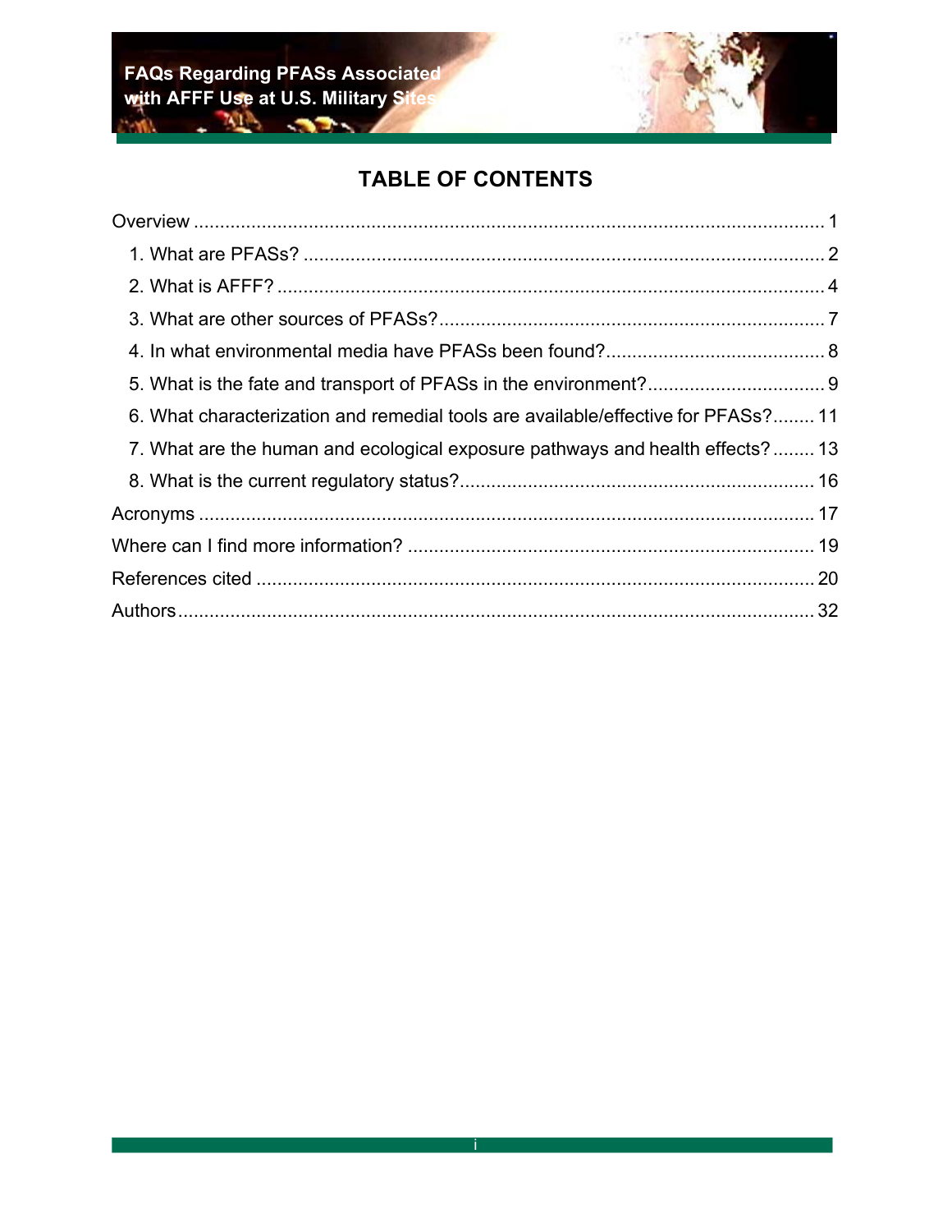# TABLE OF CONTENTS

Overview ........................................................................................................................ 1

1. What are PFASs? .................................................................................................... 2
2. What is AFFF? ........................................................................................................ 4
3. What are other sources of PFASs? .......................................................................... 7
4. In what environmental media have PFASs been found? .......................................... 8
5. What is the fate and transport of PFASs in the environment? .................................. 9
6. What characterization and remedial tools are available/effective for PFASs? ........ 11
7. What are the human and ecological exposure pathways and health effects? ........ 13
8. What is the current regulatory status? .................................................................... 16

Acronyms ...................................................................................................................... 17

Where can I find more information? ............................................................................. 19

References cited ........................................................................................................... 20

Authors ......................................................................................................................... 32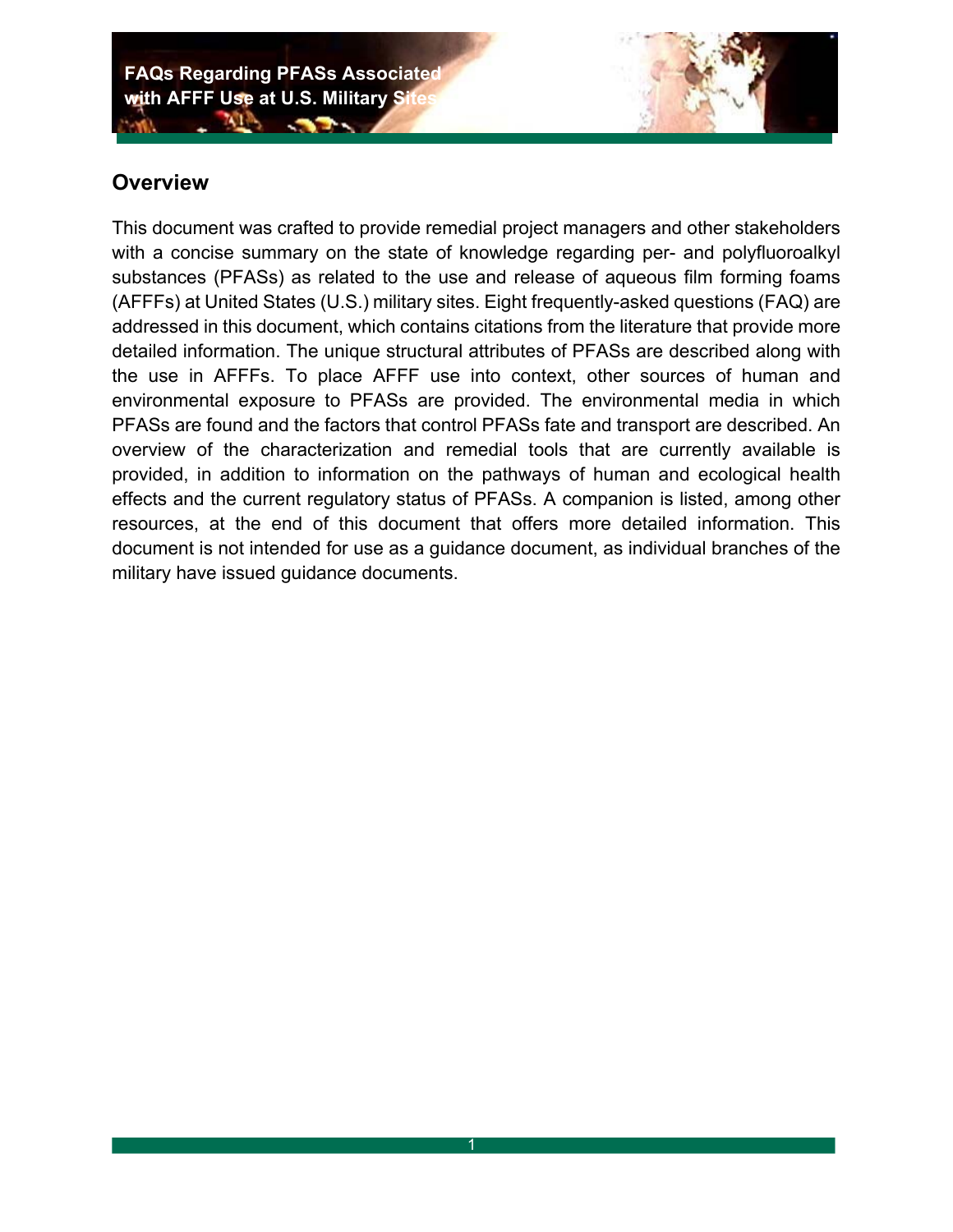## Overview

This document was crafted to provide remedial project managers and other stakeholders with a concise summary on the state of knowledge regarding per- and polyfluoroalkyl substances (PFASs) as related to the use and release of aqueous film forming foams (AFFFs) at United States (U.S.) military sites. Eight frequently-asked questions (FAQ) are addressed in this document, which contains citations from the literature that provide more detailed information. The unique structural attributes of PFASs are described along with the use in AFFFs. To place AFFF use into context, other sources of human and environmental exposure to PFASs are provided. The environmental media in which PFASs are found and the factors that control PFASs fate and transport are described. An overview of the characterization and remedial tools that are currently available is provided, in addition to information on the pathways of human and ecological health effects and the current regulatory status of PFASs. A companion is listed, among other resources, at the end of this document that offers more detailed information. This document is not intended for use as a guidance document, as individual branches of the military have issued guidance documents.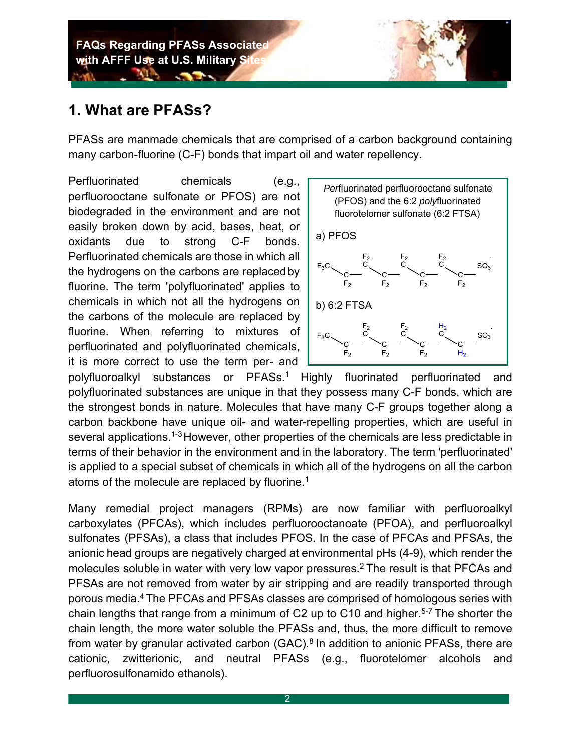# 1. What are PFASs?

PFASs are manmade chemicals that are comprised of a carbon background containing many carbon-fluorine (C-F) bonds that impart oil and water repellency.

Perfluorinated chemicals (e.g., perfluorooctane sulfonate or PFOS) are not biodegraded in the environment and are not easily broken down by acid, bases, heat, or oxidants due to strong C-F bonds. Perfluorinated chemicals are those in which all the hydrogens on the carbons are replaced by fluorine. The term 'polyfluorinated' applies to chemicals in which not all the hydrogens on the carbons of the molecule are replaced by fluorine. When referring to mixtures of perfluorinated and polyfluorinated chemicals, it is more correct to use the term per- and polyfluoroalkyl substances or PFASs.[1] Highly fluorinated perfluorinated and polyfluorinated substances are unique in that they possess many C-F bonds, which are the strongest bonds in nature. Molecules that have many C-F groups together along a carbon backbone have unique oil- and water-repelling properties, which are useful in several applications.[1-3] However, other properties of the chemicals are less predictable in terms of their behavior in the environment and in the laboratory. The term 'perfluorinated' is applied to a special subset of chemicals in which all of the hydrogens on all the carbon atoms of the molecule are replaced by fluorine.[1]

*Per*fluorinated perfluorooctane sulfonate (PFOS) and the 6:2 *poly*fluorinated fluorotelomer sulfonate (6:2 FTSA)

a) PFOS

$F_3C-CF_2-CF_2-CF_2-CF_2-CF_2-CF_2-CF_2-SO_3^-$

b) 6:2 FTSA

$F_3C-CF_2-CF_2-CF_2-CF_2-CF_2-CH_2-CH_2-SO_3^-$

Many remedial project managers (RPMs) are now familiar with perfluoroalkyl carboxylates (PFCAs), which includes perfluorooctanoate (PFOA), and perfluoroalkyl sulfonates (PFSAs), a class that includes PFOS. In the case of PFCAs and PFSAs, the anionic head groups are negatively charged at environmental pHs (4-9), which render the molecules soluble in water with very low vapor pressures.[2] The result is that PFCAs and PFSAs are not removed from water by air stripping and are readily transported through porous media.[4] The PFCAs and PFSAs classes are comprised of homologous series with chain lengths that range from a minimum of C2 up to C10 and higher.[5-7] The shorter the chain length, the more water soluble the PFASs and, thus, the more difficult to remove from water by granular activated carbon (GAC).[8] In addition to anionic PFASs, there are cationic, zwitterionic, and neutral PFASs (e.g., fluorotelomer alcohols and perfluorosulfonamido ethanols).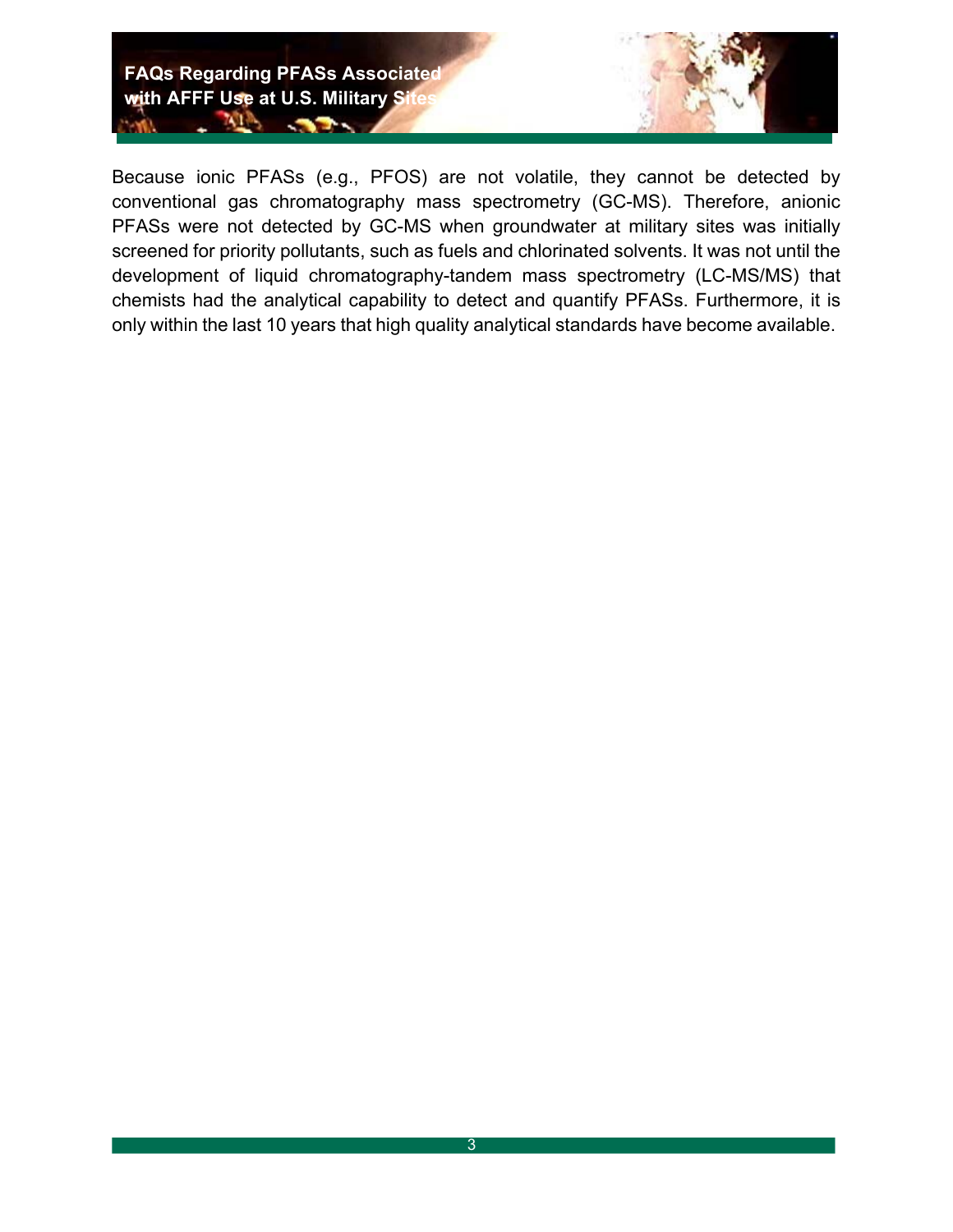Because ionic PFASs (e.g., PFOS) are not volatile, they cannot be detected by conventional gas chromatography mass spectrometry (GC-MS). Therefore, anionic PFASs were not detected by GC-MS when groundwater at military sites was initially screened for priority pollutants, such as fuels and chlorinated solvents. It was not until the development of liquid chromatography-tandem mass spectrometry (LC-MS/MS) that chemists had the analytical capability to detect and quantify PFASs. Furthermore, it is only within the last 10 years that high quality analytical standards have become available.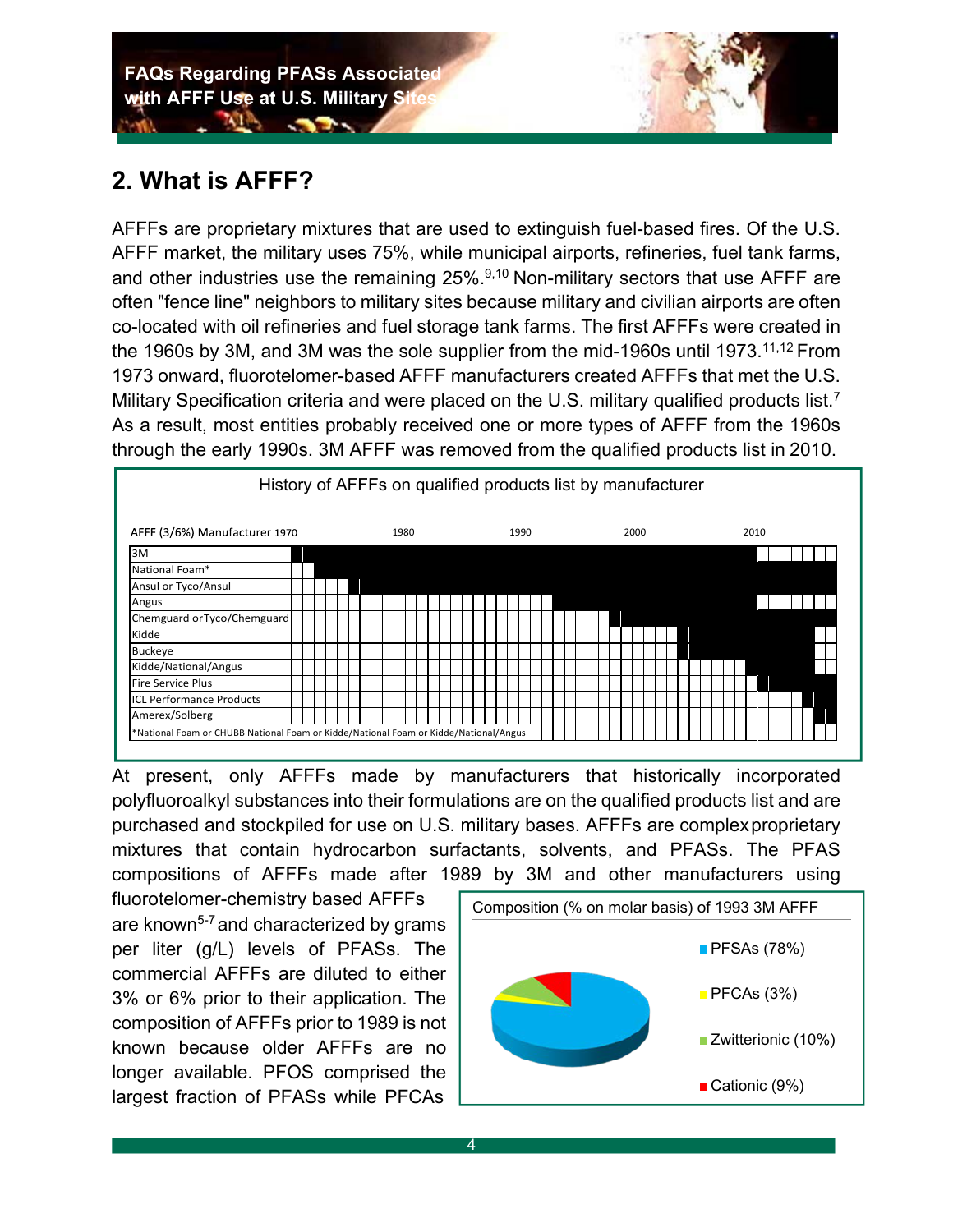## 2. What is AFFF?

AFFFs are proprietary mixtures that are used to extinguish fuel-based fires. Of the U.S. AFFF market, the military uses 75%, while municipal airports, refineries, fuel tank farms, and other industries use the remaining 25%.[9,10] Non-military sectors that use AFFF are often "fence line" neighbors to military sites because military and civilian airports are often co-located with oil refineries and fuel storage tank farms. The first AFFFs were created in the 1960s by 3M, and 3M was the sole supplier from the mid-1960s until 1973.[11,12] From 1973 onward, fluorotelomer-based AFFF manufacturers created AFFFs that met the U.S. Military Specification criteria and were placed on the U.S. military qualified products list.[7] As a result, most entities probably received one or more types of AFFF from the 1960s through the early 1990s. 3M AFFF was removed from the qualified products list in 2010.

History of AFFFs on qualified products list by manufacturer

| AFFF (3/6%) Manufacturer |
|---|
| 3M |
| National Foam* |
| Ansul or Tyco/Ansul |
| Angus |
| Chemguard or Tyco/Chemguard |
| Kidde |
| Buckeye |
| Kidde/National/Angus |
| Fire Service Plus |
| ICL Performance Products |
| Amerex/Solberg |

*National Foam or CHUBB National Foam or Kidde/National Foam or Kidde/National/Angus

At present, only AFFFs made by manufacturers that historically incorporated polyfluoroalkyl substances into their formulations are on the qualified products list and are purchased and stockpiled for use on U.S. military bases. AFFFs are complex proprietary mixtures that contain hydrocarbon surfactants, solvents, and PFASs. The PFAS compositions of AFFFs made after 1989 by 3M and other manufacturers using fluorotelomer-chemistry based AFFFs are known[5-7] and characterized by grams per liter (g/L) levels of PFASs. The commercial AFFFs are diluted to either 3% or 6% prior to their application. The composition of AFFFs prior to 1989 is not known because older AFFFs are no longer available. PFOS comprised the largest fraction of PFASs while PFCAs

Composition (% on molar basis) of 1993 3M AFFF

- PFSAs (78%)
- PFCAs (3%)
- Zwitterionic (10%)
- Cationic (9%)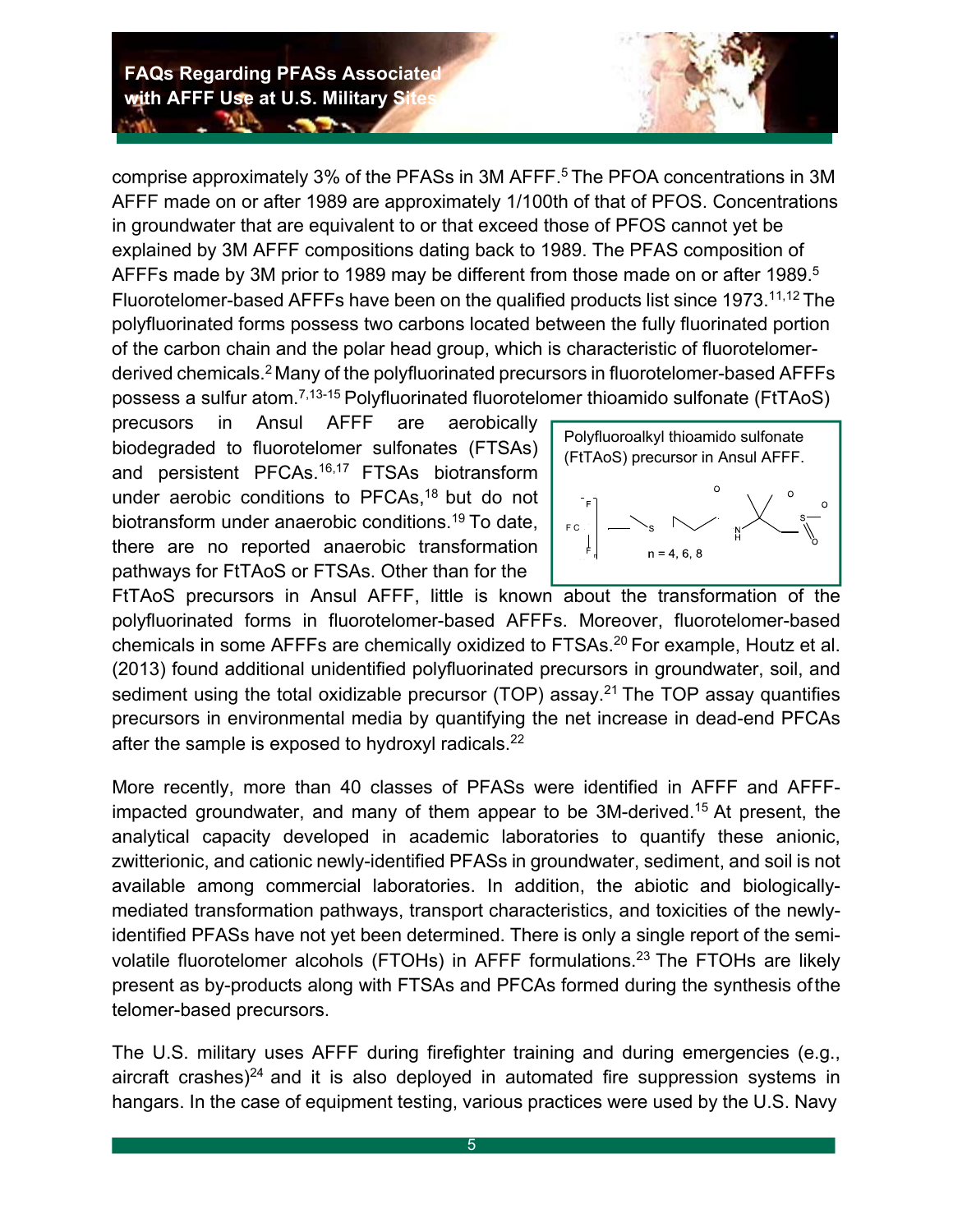comprise approximately 3% of the PFASs in 3M AFFF.[5] The PFOA concentrations in 3M AFFF made on or after 1989 are approximately 1/100th of that of PFOS. Concentrations in groundwater that are equivalent to or that exceed those of PFOS cannot yet be explained by 3M AFFF compositions dating back to 1989. The PFAS composition of AFFFs made by 3M prior to 1989 may be different from those made on or after 1989.[5] Fluorotelomer-based AFFFs have been on the qualified products list since 1973.[11,12] The polyfluorinated forms possess two carbons located between the fully fluorinated portion of the carbon chain and the polar head group, which is characteristic of fluorotelomer-derived chemicals.[2] Many of the polyfluorinated precursors in fluorotelomer-based AFFFs possess a sulfur atom.[7,13-15] Polyfluorinated fluorotelomer thioamido sulfonate (FtTAoS) precusors in Ansul AFFF are aerobically biodegraded to fluorotelomer sulfonates (FTSAs) and persistent PFCAs.[16,17] FTSAs biotransform under aerobic conditions to PFCAs,[18] but do not biotransform under anaerobic conditions.[19] To date, there are no reported anaerobic transformation pathways for FtTAoS or FTSAs. Other than for the FtTAoS precursors in Ansul AFFF, little is known about the transformation of the polyfluorinated forms in fluorotelomer-based AFFFs. Moreover, fluorotelomer-based chemicals in some AFFFs are chemically oxidized to FTSAs.[20] For example, Houtz et al. (2013) found additional unidentified polyfluorinated precursors in groundwater, soil, and sediment using the total oxidizable precursor (TOP) assay.[21] The TOP assay quantifies precursors in environmental media by quantifying the net increase in dead-end PFCAs after the sample is exposed to hydroxyl radicals.[22]

> Polyfluoroalkyl thioamido sulfonate (FtTAoS) precursor in Ansul AFFF.
>
> n = 4, 6, 8

More recently, more than 40 classes of PFASs were identified in AFFF and AFFF-impacted groundwater, and many of them appear to be 3M-derived.[15] At present, the analytical capacity developed in academic laboratories to quantify these anionic, zwitterionic, and cationic newly-identified PFASs in groundwater, sediment, and soil is not available among commercial laboratories. In addition, the abiotic and biologically-mediated transformation pathways, transport characteristics, and toxicities of the newly-identified PFASs have not yet been determined. There is only a single report of the semi-volatile fluorotelomer alcohols (FTOHs) in AFFF formulations.[23] The FTOHs are likely present as by-products along with FTSAs and PFCAs formed during the synthesis of the telomer-based precursors.

The U.S. military uses AFFF during firefighter training and during emergencies (e.g., aircraft crashes)[24] and it is also deployed in automated fire suppression systems in hangars. In the case of equipment testing, various practices were used by the U.S. Navy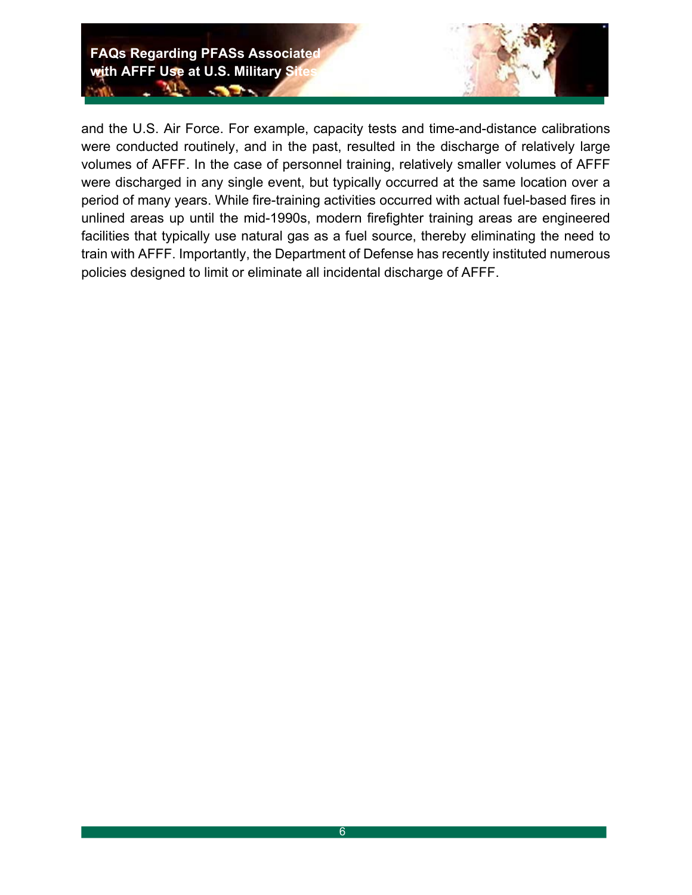and the U.S. Air Force. For example, capacity tests and time-and-distance calibrations were conducted routinely, and in the past, resulted in the discharge of relatively large volumes of AFFF. In the case of personnel training, relatively smaller volumes of AFFF were discharged in any single event, but typically occurred at the same location over a period of many years. While fire-training activities occurred with actual fuel-based fires in unlined areas up until the mid-1990s, modern firefighter training areas are engineered facilities that typically use natural gas as a fuel source, thereby eliminating the need to train with AFFF. Importantly, the Department of Defense has recently instituted numerous policies designed to limit or eliminate all incidental discharge of AFFF.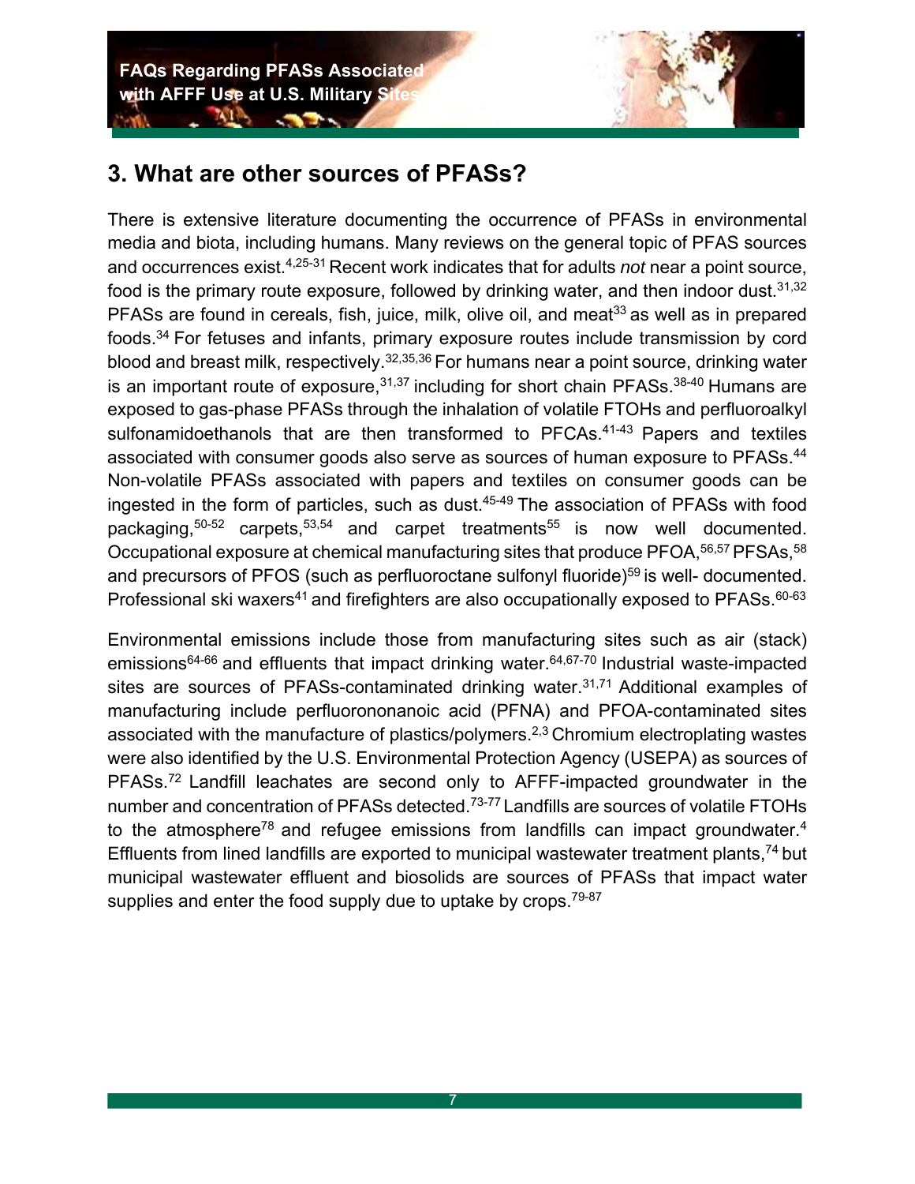## 3. What are other sources of PFASs?

There is extensive literature documenting the occurrence of PFASs in environmental media and biota, including humans. Many reviews on the general topic of PFAS sources and occurrences exist.[4,25-31] Recent work indicates that for adults *not* near a point source, food is the primary route exposure, followed by drinking water, and then indoor dust.[31,32] PFASs are found in cereals, fish, juice, milk, olive oil, and meat[33] as well as in prepared foods.[34] For fetuses and infants, primary exposure routes include transmission by cord blood and breast milk, respectively.[32,35,36] For humans near a point source, drinking water is an important route of exposure,[31,37] including for short chain PFASs.[38-40] Humans are exposed to gas-phase PFASs through the inhalation of volatile FTOHs and perfluoroalkyl sulfonamidoethanols that are then transformed to PFCAs.[41-43] Papers and textiles associated with consumer goods also serve as sources of human exposure to PFASs.[44] Non-volatile PFASs associated with papers and textiles on consumer goods can be ingested in the form of particles, such as dust.[45-49] The association of PFASs with food packaging,[50-52] carpets,[53,54] and carpet treatments[55] is now well documented. Occupational exposure at chemical manufacturing sites that produce PFOA,[56,57] PFSAs,[58] and precursors of PFOS (such as perfluoroctane sulfonyl fluoride)[59] is well- documented. Professional ski waxers[41] and firefighters are also occupationally exposed to PFASs.[60-63]

Environmental emissions include those from manufacturing sites such as air (stack) emissions[64-66] and effluents that impact drinking water.[64,67-70] Industrial waste-impacted sites are sources of PFASs-contaminated drinking water.[31,71] Additional examples of manufacturing include perfluorononanoic acid (PFNA) and PFOA-contaminated sites associated with the manufacture of plastics/polymers.[2,3] Chromium electroplating wastes were also identified by the U.S. Environmental Protection Agency (USEPA) as sources of PFASs.[72] Landfill leachates are second only to AFFF-impacted groundwater in the number and concentration of PFASs detected.[73-77] Landfills are sources of volatile FTOHs to the atmosphere[78] and refugee emissions from landfills can impact groundwater.[4] Effluents from lined landfills are exported to municipal wastewater treatment plants,[74] but municipal wastewater effluent and biosolids are sources of PFASs that impact water supplies and enter the food supply due to uptake by crops.[79-87]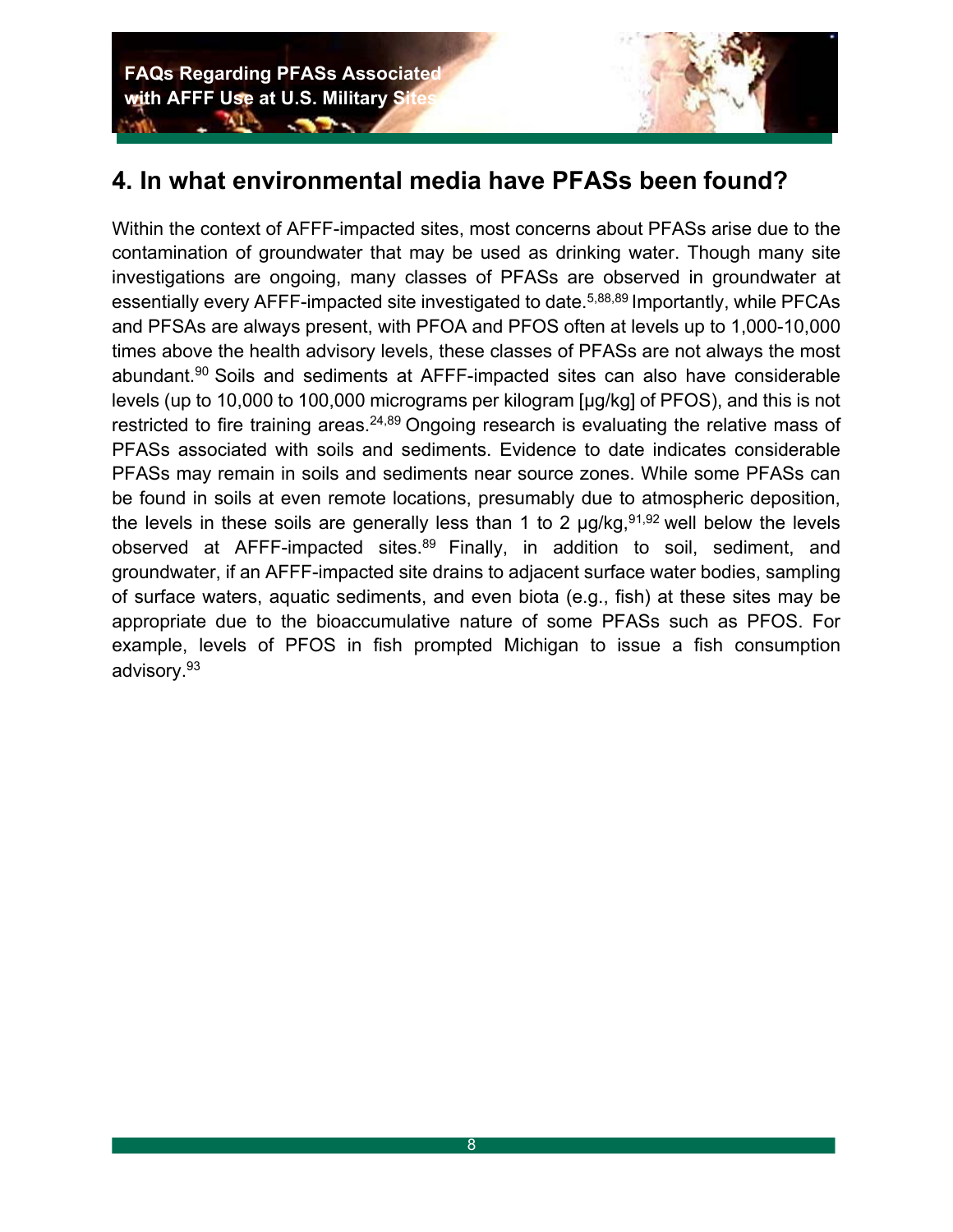## 4. In what environmental media have PFASs been found?

Within the context of AFFF-impacted sites, most concerns about PFASs arise due to the contamination of groundwater that may be used as drinking water. Though many site investigations are ongoing, many classes of PFASs are observed in groundwater at essentially every AFFF-impacted site investigated to date.[5,88,89] Importantly, while PFCAs and PFSAs are always present, with PFOA and PFOS often at levels up to 1,000-10,000 times above the health advisory levels, these classes of PFASs are not always the most abundant.[90] Soils and sediments at AFFF-impacted sites can also have considerable levels (up to 10,000 to 100,000 micrograms per kilogram [μg/kg] of PFOS), and this is not restricted to fire training areas.[24,89] Ongoing research is evaluating the relative mass of PFASs associated with soils and sediments. Evidence to date indicates considerable PFASs may remain in soils and sediments near source zones. While some PFASs can be found in soils at even remote locations, presumably due to atmospheric deposition, the levels in these soils are generally less than 1 to 2 μg/kg,[91,92] well below the levels observed at AFFF-impacted sites.[89] Finally, in addition to soil, sediment, and groundwater, if an AFFF-impacted site drains to adjacent surface water bodies, sampling of surface waters, aquatic sediments, and even biota (e.g., fish) at these sites may be appropriate due to the bioaccumulative nature of some PFASs such as PFOS. For example, levels of PFOS in fish prompted Michigan to issue a fish consumption advisory.[93]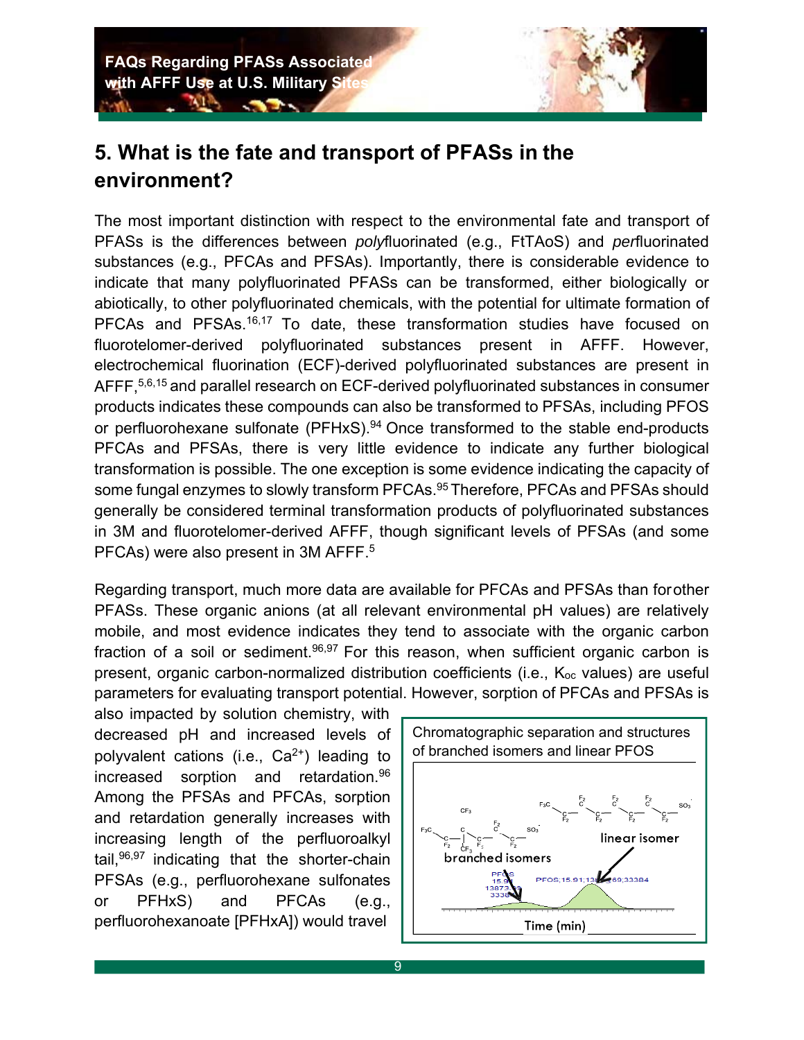## 5. What is the fate and transport of PFASs in the environment?

The most important distinction with respect to the environmental fate and transport of PFASs is the differences between *poly*fluorinated (e.g., FtTAoS) and *per*fluorinated substances (e.g., PFCAs and PFSAs). Importantly, there is considerable evidence to indicate that many polyfluorinated PFASs can be transformed, either biologically or abiotically, to other polyfluorinated chemicals, with the potential for ultimate formation of PFCAs and PFSAs.[16,17] To date, these transformation studies have focused on fluorotelomer-derived polyfluorinated substances present in AFFF. However, electrochemical fluorination (ECF)-derived polyfluorinated substances are present in AFFF,[5,6,15] and parallel research on ECF-derived polyfluorinated substances in consumer products indicates these compounds can also be transformed to PFSAs, including PFOS or perfluorohexane sulfonate (PFHxS).[94] Once transformed to the stable end-products PFCAs and PFSAs, there is very little evidence to indicate any further biological transformation is possible. The one exception is some evidence indicating the capacity of some fungal enzymes to slowly transform PFCAs.[95] Therefore, PFCAs and PFSAs should generally be considered terminal transformation products of polyfluorinated substances in 3M and fluorotelomer-derived AFFF, though significant levels of PFSAs (and some PFCAs) were also present in 3M AFFF.[5]

Regarding transport, much more data are available for PFCAs and PFSAs than for other PFASs. These organic anions (at all relevant environmental pH values) are relatively mobile, and most evidence indicates they tend to associate with the organic carbon fraction of a soil or sediment.[96,97] For this reason, when sufficient organic carbon is present, organic carbon-normalized distribution coefficients (i.e., $K_{oc}$ values) are useful parameters for evaluating transport potential. However, sorption of PFCAs and PFSAs is also impacted by solution chemistry, with decreased pH and increased levels of polyvalent cations (i.e., $Ca^{2+}$) leading to increased sorption and retardation.[96] Among the PFSAs and PFCAs, sorption and retardation generally increases with increasing length of the perfluoroalkyl tail,[96,97] indicating that the shorter-chain PFSAs (e.g., perfluorohexane sulfonates or PFHxS) and PFCAs (e.g., perfluorohexanoate [PFHxA]) would travel

Chromatographic separation and structures of branched isomers and linear PFOS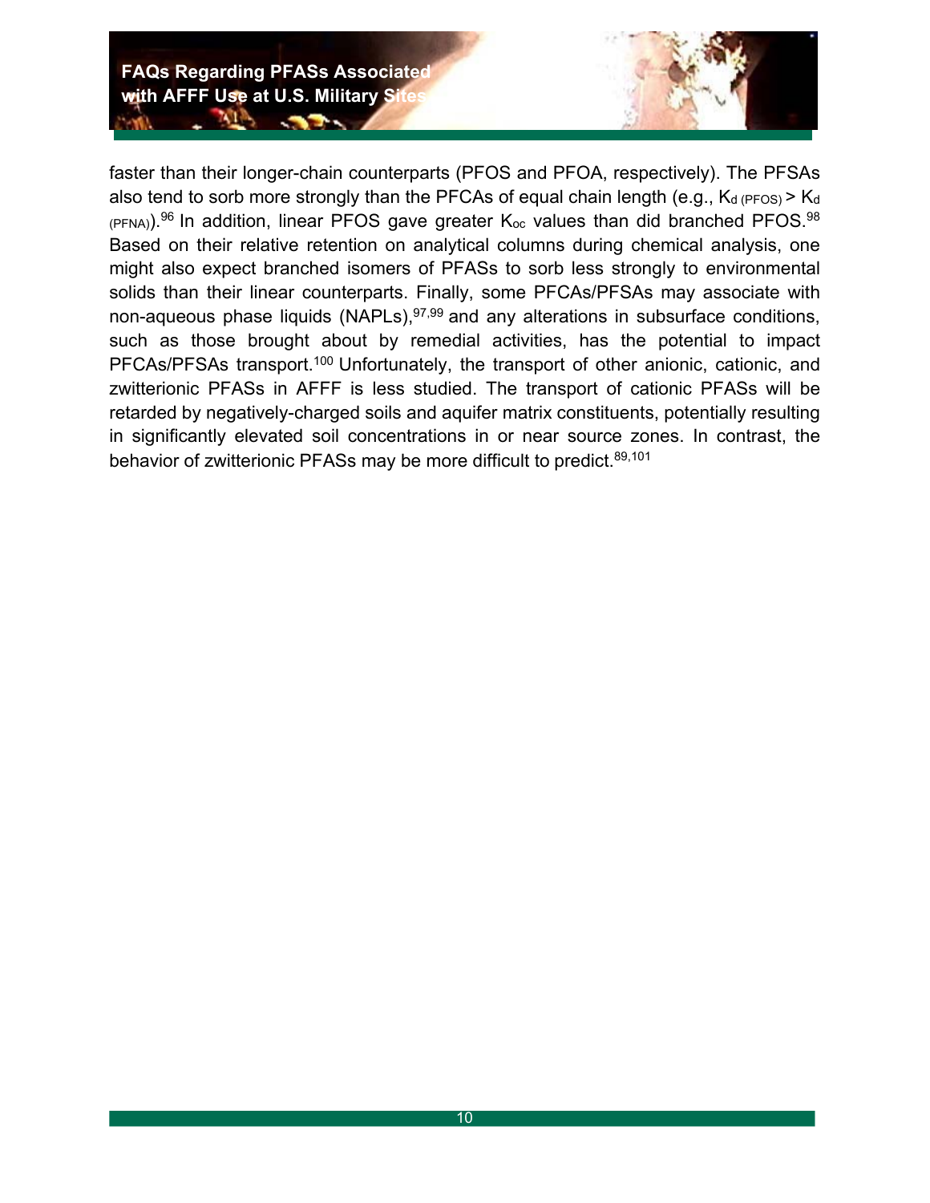faster than their longer-chain counterparts (PFOS and PFOA, respectively). The PFSAs also tend to sorb more strongly than the PFCAs of equal chain length (e.g., $K_{d\,(PFOS)} > K_{d\,(PFNA)}$).[96] In addition, linear PFOS gave greater $K_{oc}$ values than did branched PFOS.[98] Based on their relative retention on analytical columns during chemical analysis, one might also expect branched isomers of PFASs to sorb less strongly to environmental solids than their linear counterparts. Finally, some PFCAs/PFSAs may associate with non-aqueous phase liquids (NAPLs),[97,99] and any alterations in subsurface conditions, such as those brought about by remedial activities, has the potential to impact PFCAs/PFSAs transport.[100] Unfortunately, the transport of other anionic, cationic, and zwitterionic PFASs in AFFF is less studied. The transport of cationic PFASs will be retarded by negatively-charged soils and aquifer matrix constituents, potentially resulting in significantly elevated soil concentrations in or near source zones. In contrast, the behavior of zwitterionic PFASs may be more difficult to predict.[89,101]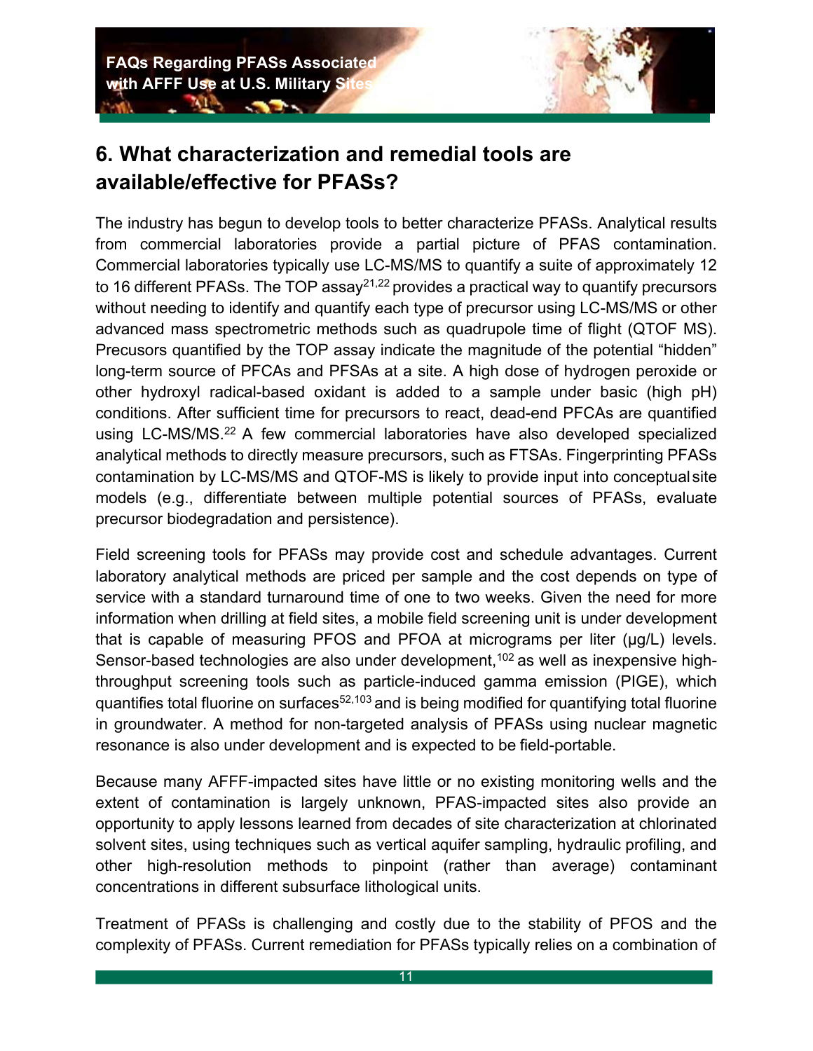## 6. What characterization and remedial tools are available/effective for PFASs?

The industry has begun to develop tools to better characterize PFASs. Analytical results from commercial laboratories provide a partial picture of PFAS contamination. Commercial laboratories typically use LC-MS/MS to quantify a suite of approximately 12 to 16 different PFASs. The TOP assay[21,22] provides a practical way to quantify precursors without needing to identify and quantify each type of precursor using LC-MS/MS or other advanced mass spectrometric methods such as quadrupole time of flight (QTOF MS). Precusors quantified by the TOP assay indicate the magnitude of the potential "hidden" long-term source of PFCAs and PFSAs at a site. A high dose of hydrogen peroxide or other hydroxyl radical-based oxidant is added to a sample under basic (high pH) conditions. After sufficient time for precursors to react, dead-end PFCAs are quantified using LC-MS/MS.[22] A few commercial laboratories have also developed specialized analytical methods to directly measure precursors, such as FTSAs. Fingerprinting PFASs contamination by LC-MS/MS and QTOF-MS is likely to provide input into conceptual site models (e.g., differentiate between multiple potential sources of PFASs, evaluate precursor biodegradation and persistence).

Field screening tools for PFASs may provide cost and schedule advantages. Current laboratory analytical methods are priced per sample and the cost depends on type of service with a standard turnaround time of one to two weeks. Given the need for more information when drilling at field sites, a mobile field screening unit is under development that is capable of measuring PFOS and PFOA at micrograms per liter (µg/L) levels. Sensor-based technologies are also under development,[102] as well as inexpensive high-throughput screening tools such as particle-induced gamma emission (PIGE), which quantifies total fluorine on surfaces[52,103] and is being modified for quantifying total fluorine in groundwater. A method for non-targeted analysis of PFASs using nuclear magnetic resonance is also under development and is expected to be field-portable.

Because many AFFF-impacted sites have little or no existing monitoring wells and the extent of contamination is largely unknown, PFAS-impacted sites also provide an opportunity to apply lessons learned from decades of site characterization at chlorinated solvent sites, using techniques such as vertical aquifer sampling, hydraulic profiling, and other high-resolution methods to pinpoint (rather than average) contaminant concentrations in different subsurface lithological units.

Treatment of PFASs is challenging and costly due to the stability of PFOS and the complexity of PFASs. Current remediation for PFASs typically relies on a combination of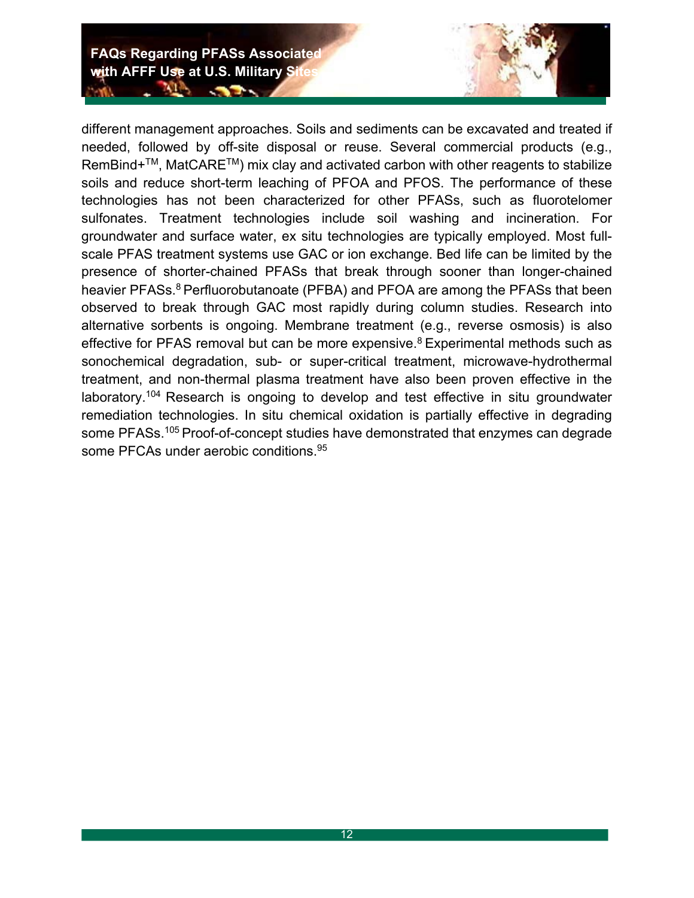different management approaches. Soils and sediments can be excavated and treated if needed, followed by off-site disposal or reuse. Several commercial products (e.g., RemBind+™, MatCARE™) mix clay and activated carbon with other reagents to stabilize soils and reduce short-term leaching of PFOA and PFOS. The performance of these technologies has not been characterized for other PFASs, such as fluorotelomer sulfonates. Treatment technologies include soil washing and incineration. For groundwater and surface water, ex situ technologies are typically employed. Most full-scale PFAS treatment systems use GAC or ion exchange. Bed life can be limited by the presence of shorter-chained PFASs that break through sooner than longer-chained heavier PFASs.[8] Perfluorobutanoate (PFBA) and PFOA are among the PFASs that been observed to break through GAC most rapidly during column studies. Research into alternative sorbents is ongoing. Membrane treatment (e.g., reverse osmosis) is also effective for PFAS removal but can be more expensive.[8] Experimental methods such as sonochemical degradation, sub- or super-critical treatment, microwave-hydrothermal treatment, and non-thermal plasma treatment have also been proven effective in the laboratory.[104] Research is ongoing to develop and test effective in situ groundwater remediation technologies. In situ chemical oxidation is partially effective in degrading some PFASs.[105] Proof-of-concept studies have demonstrated that enzymes can degrade some PFCAs under aerobic conditions.[95]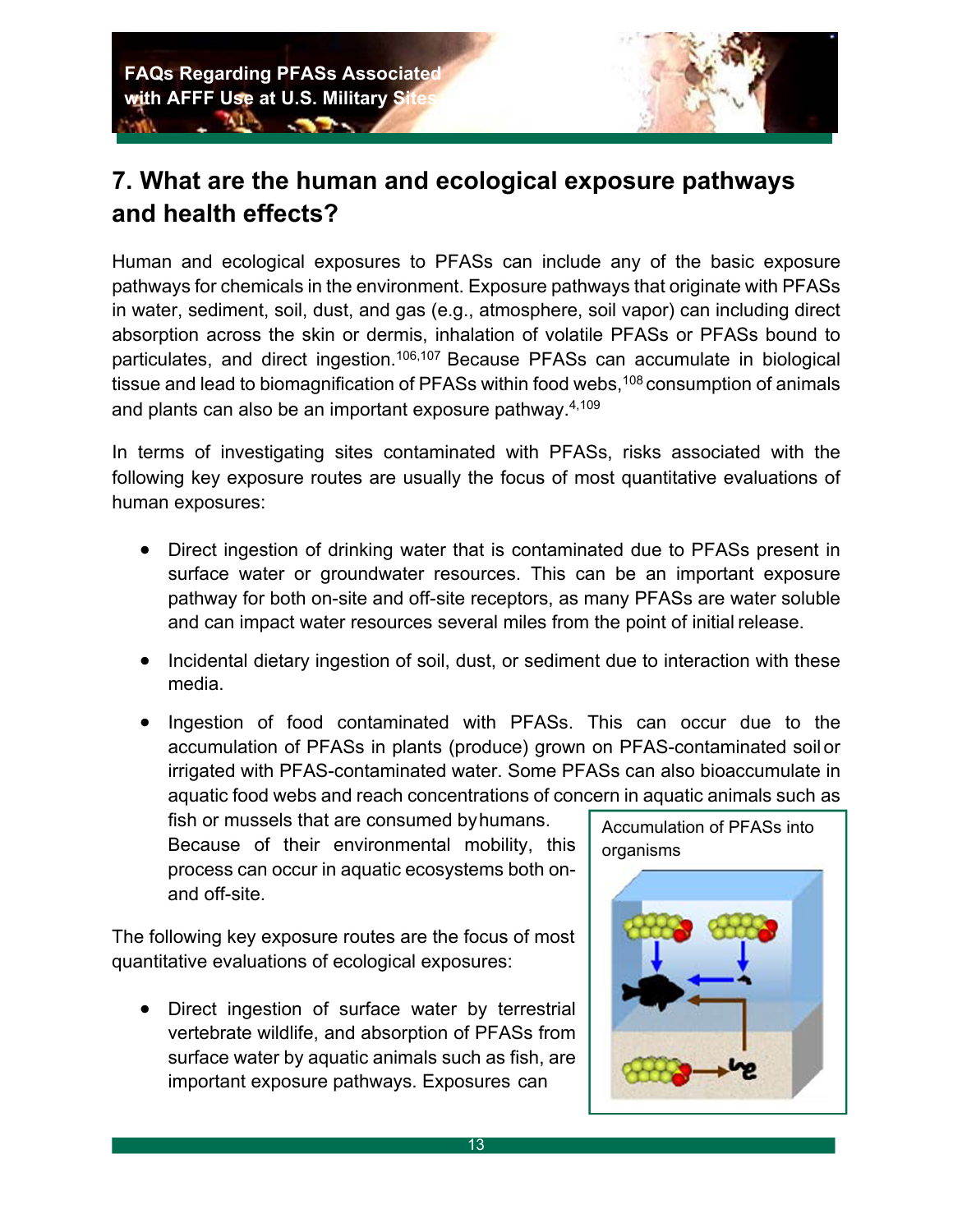## 7. What are the human and ecological exposure pathways and health effects?

Human and ecological exposures to PFASs can include any of the basic exposure pathways for chemicals in the environment. Exposure pathways that originate with PFASs in water, sediment, soil, dust, and gas (e.g., atmosphere, soil vapor) can including direct absorption across the skin or dermis, inhalation of volatile PFASs or PFASs bound to particulates, and direct ingestion.[106,107] Because PFASs can accumulate in biological tissue and lead to biomagnification of PFASs within food webs,[108] consumption of animals and plants can also be an important exposure pathway.[4,109]

In terms of investigating sites contaminated with PFASs, risks associated with the following key exposure routes are usually the focus of most quantitative evaluations of human exposures:

- Direct ingestion of drinking water that is contaminated due to PFASs present in surface water or groundwater resources. This can be an important exposure pathway for both on-site and off-site receptors, as many PFASs are water soluble and can impact water resources several miles from the point of initial release.
- Incidental dietary ingestion of soil, dust, or sediment due to interaction with these media.
- Ingestion of food contaminated with PFASs. This can occur due to the accumulation of PFASs in plants (produce) grown on PFAS-contaminated soil or irrigated with PFAS-contaminated water. Some PFASs can also bioaccumulate in aquatic food webs and reach concentrations of concern in aquatic animals such as fish or mussels that are consumed by humans. Because of their environmental mobility, this process can occur in aquatic ecosystems both on- and off-site.

Accumulation of PFASs into organisms

The following key exposure routes are the focus of most quantitative evaluations of ecological exposures:

- Direct ingestion of surface water by terrestrial vertebrate wildlife, and absorption of PFASs from surface water by aquatic animals such as fish, are important exposure pathways. Exposures can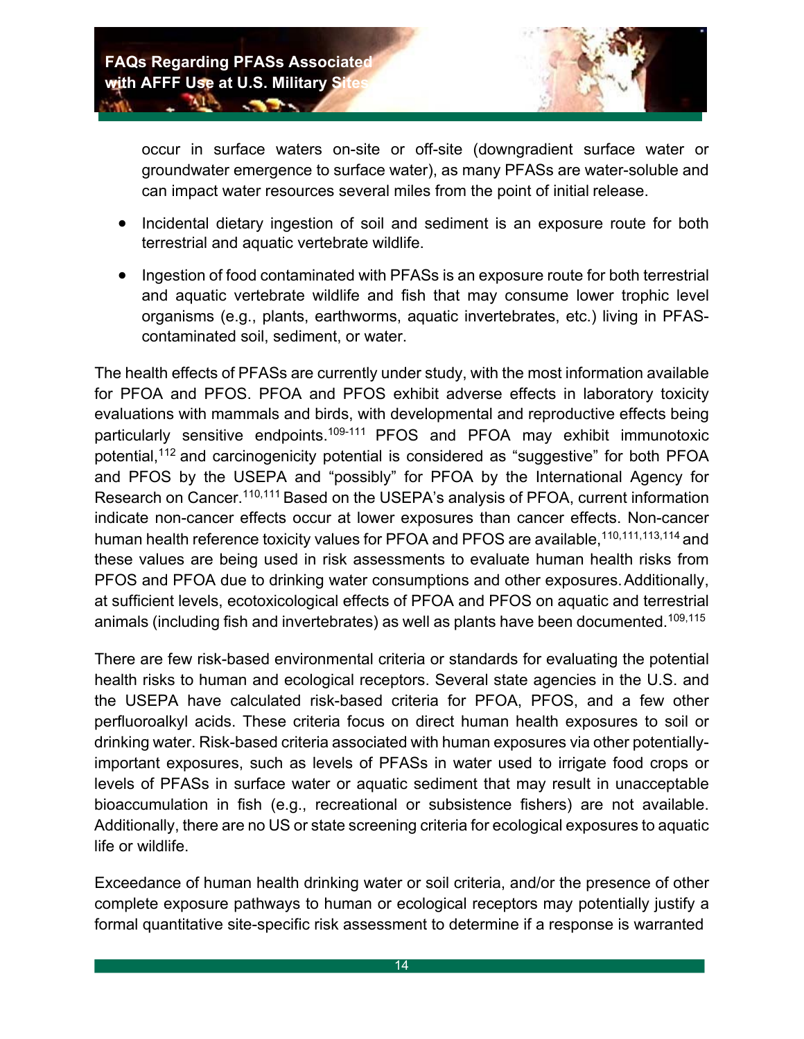occur in surface waters on-site or off-site (downgradient surface water or groundwater emergence to surface water), as many PFASs are water-soluble and can impact water resources several miles from the point of initial release.

- Incidental dietary ingestion of soil and sediment is an exposure route for both terrestrial and aquatic vertebrate wildlife.
- Ingestion of food contaminated with PFASs is an exposure route for both terrestrial and aquatic vertebrate wildlife and fish that may consume lower trophic level organisms (e.g., plants, earthworms, aquatic invertebrates, etc.) living in PFAS-contaminated soil, sediment, or water.

The health effects of PFASs are currently under study, with the most information available for PFOA and PFOS. PFOA and PFOS exhibit adverse effects in laboratory toxicity evaluations with mammals and birds, with developmental and reproductive effects being particularly sensitive endpoints.[109-111] PFOS and PFOA may exhibit immunotoxic potential,[112] and carcinogenicity potential is considered as "suggestive" for both PFOA and PFOS by the USEPA and "possibly" for PFOA by the International Agency for Research on Cancer.[110,111] Based on the USEPA's analysis of PFOA, current information indicate non-cancer effects occur at lower exposures than cancer effects. Non-cancer human health reference toxicity values for PFOA and PFOS are available,[110,111,113,114] and these values are being used in risk assessments to evaluate human health risks from PFOS and PFOA due to drinking water consumptions and other exposures. Additionally, at sufficient levels, ecotoxicological effects of PFOA and PFOS on aquatic and terrestrial animals (including fish and invertebrates) as well as plants have been documented.[109,115]

There are few risk-based environmental criteria or standards for evaluating the potential health risks to human and ecological receptors. Several state agencies in the U.S. and the USEPA have calculated risk-based criteria for PFOA, PFOS, and a few other perfluoroalkyl acids. These criteria focus on direct human health exposures to soil or drinking water. Risk-based criteria associated with human exposures via other potentially-important exposures, such as levels of PFASs in water used to irrigate food crops or levels of PFASs in surface water or aquatic sediment that may result in unacceptable bioaccumulation in fish (e.g., recreational or subsistence fishers) are not available. Additionally, there are no US or state screening criteria for ecological exposures to aquatic life or wildlife.

Exceedance of human health drinking water or soil criteria, and/or the presence of other complete exposure pathways to human or ecological receptors may potentially justify a formal quantitative site-specific risk assessment to determine if a response is warranted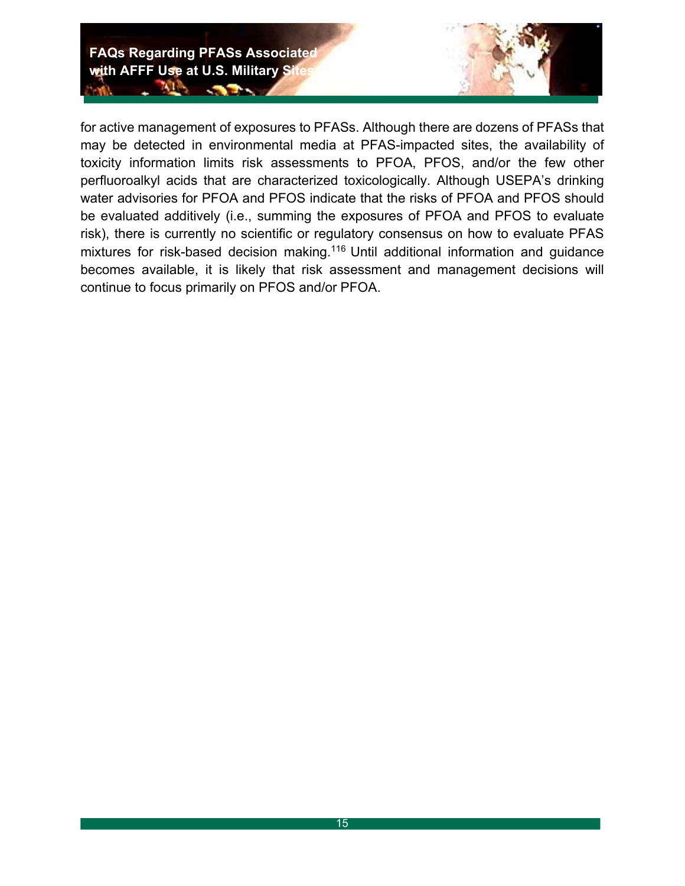for active management of exposures to PFASs. Although there are dozens of PFASs that may be detected in environmental media at PFAS-impacted sites, the availability of toxicity information limits risk assessments to PFOA, PFOS, and/or the few other perfluoroalkyl acids that are characterized toxicologically. Although USEPA's drinking water advisories for PFOA and PFOS indicate that the risks of PFOA and PFOS should be evaluated additively (i.e., summing the exposures of PFOA and PFOS to evaluate risk), there is currently no scientific or regulatory consensus on how to evaluate PFAS mixtures for risk-based decision making.[116] Until additional information and guidance becomes available, it is likely that risk assessment and management decisions will continue to focus primarily on PFOS and/or PFOA.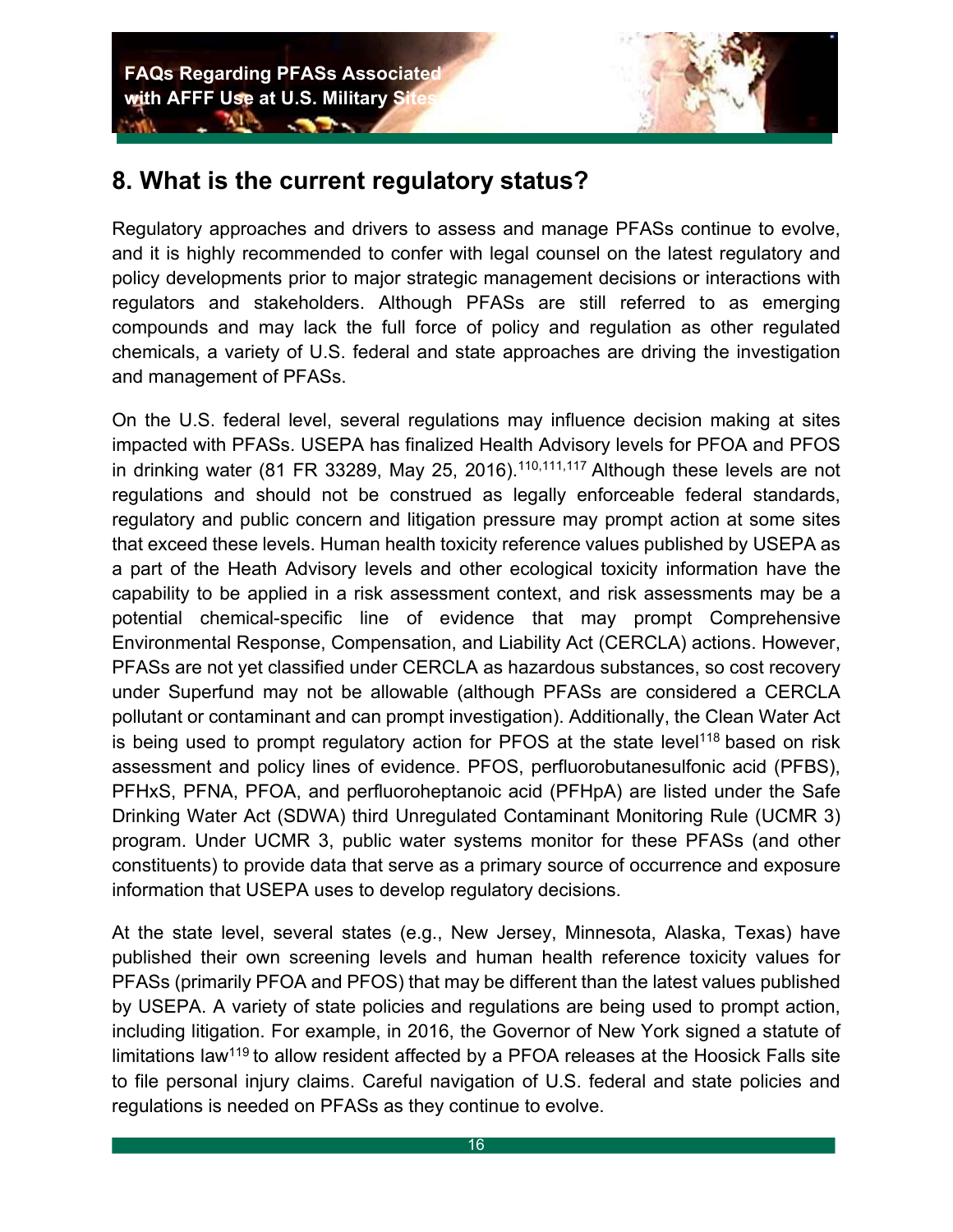## 8. What is the current regulatory status?

Regulatory approaches and drivers to assess and manage PFASs continue to evolve, and it is highly recommended to confer with legal counsel on the latest regulatory and policy developments prior to major strategic management decisions or interactions with regulators and stakeholders. Although PFASs are still referred to as emerging compounds and may lack the full force of policy and regulation as other regulated chemicals, a variety of U.S. federal and state approaches are driving the investigation and management of PFASs.

On the U.S. federal level, several regulations may influence decision making at sites impacted with PFASs. USEPA has finalized Health Advisory levels for PFOA and PFOS in drinking water (81 FR 33289, May 25, 2016).[110,111,117] Although these levels are not regulations and should not be construed as legally enforceable federal standards, regulatory and public concern and litigation pressure may prompt action at some sites that exceed these levels. Human health toxicity reference values published by USEPA as a part of the Heath Advisory levels and other ecological toxicity information have the capability to be applied in a risk assessment context, and risk assessments may be a potential chemical-specific line of evidence that may prompt Comprehensive Environmental Response, Compensation, and Liability Act (CERCLA) actions. However, PFASs are not yet classified under CERCLA as hazardous substances, so cost recovery under Superfund may not be allowable (although PFASs are considered a CERCLA pollutant or contaminant and can prompt investigation). Additionally, the Clean Water Act is being used to prompt regulatory action for PFOS at the state level[118] based on risk assessment and policy lines of evidence. PFOS, perfluorobutanesulfonic acid (PFBS), PFHxS, PFNA, PFOA, and perfluoroheptanoic acid (PFHpA) are listed under the Safe Drinking Water Act (SDWA) third Unregulated Contaminant Monitoring Rule (UCMR 3) program. Under UCMR 3, public water systems monitor for these PFASs (and other constituents) to provide data that serve as a primary source of occurrence and exposure information that USEPA uses to develop regulatory decisions.

At the state level, several states (e.g., New Jersey, Minnesota, Alaska, Texas) have published their own screening levels and human health reference toxicity values for PFASs (primarily PFOA and PFOS) that may be different than the latest values published by USEPA. A variety of state policies and regulations are being used to prompt action, including litigation. For example, in 2016, the Governor of New York signed a statute of limitations law[119] to allow resident affected by a PFOA releases at the Hoosick Falls site to file personal injury claims. Careful navigation of U.S. federal and state policies and regulations is needed on PFASs as they continue to evolve.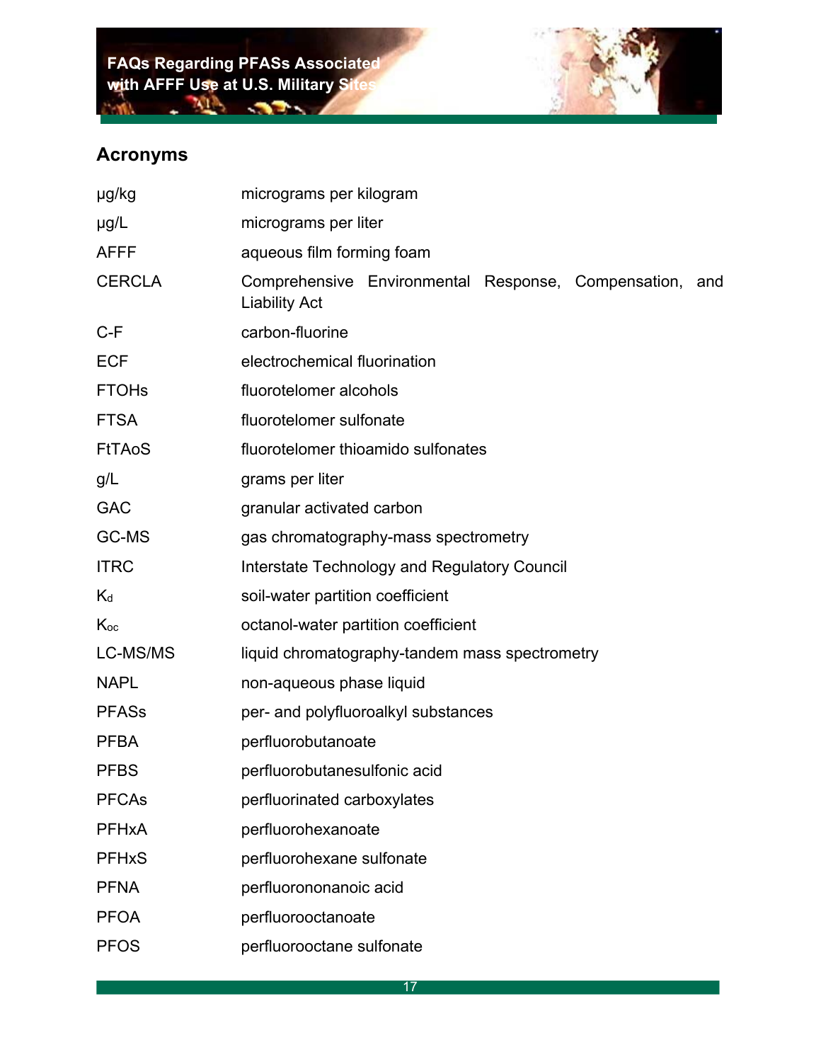## Acronyms

| | |
|---|---|
| μg/kg | micrograms per kilogram |
| μg/L | micrograms per liter |
| AFFF | aqueous film forming foam |
| CERCLA | Comprehensive Environmental Response, Compensation, and Liability Act |
| C-F | carbon-fluorine |
| ECF | electrochemical fluorination |
| FTOHs | fluorotelomer alcohols |
| FTSA | fluorotelomer sulfonate |
| FtTAoS | fluorotelomer thioamido sulfonates |
| g/L | grams per liter |
| GAC | granular activated carbon |
| GC-MS | gas chromatography-mass spectrometry |
| ITRC | Interstate Technology and Regulatory Council |
| $K_d$ | soil-water partition coefficient |
| $K_{oc}$ | octanol-water partition coefficient |
| LC-MS/MS | liquid chromatography-tandem mass spectrometry |
| NAPL | non-aqueous phase liquid |
| PFASs | per- and polyfluoroalkyl substances |
| PFBA | perfluorobutanoate |
| PFBS | perfluorobutanesulfonic acid |
| PFCAs | perfluorinated carboxylates |
| PFHxA | perfluorohexanoate |
| PFHxS | perfluorohexane sulfonate |
| PFNA | perfluorononanoic acid |
| PFOA | perfluorooctanoate |
| PFOS | perfluorooctane sulfonate |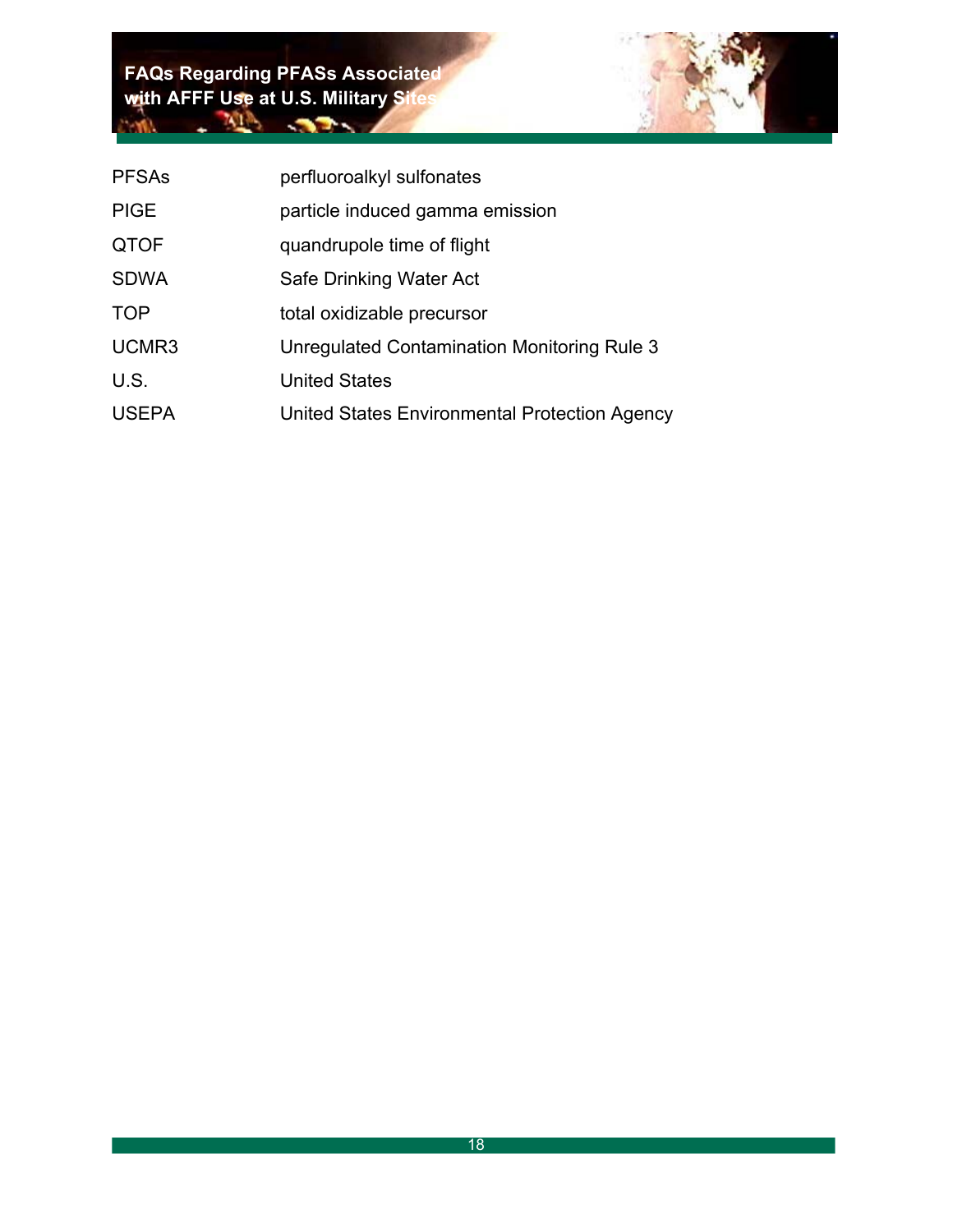| | |
|---|---|
| PFSAs | perfluoroalkyl sulfonates |
| PIGE | particle induced gamma emission |
| QTOF | quandrupole time of flight |
| SDWA | Safe Drinking Water Act |
| TOP | total oxidizable precursor |
| UCMR3 | Unregulated Contamination Monitoring Rule 3 |
| U.S. | United States |
| USEPA | United States Environmental Protection Agency |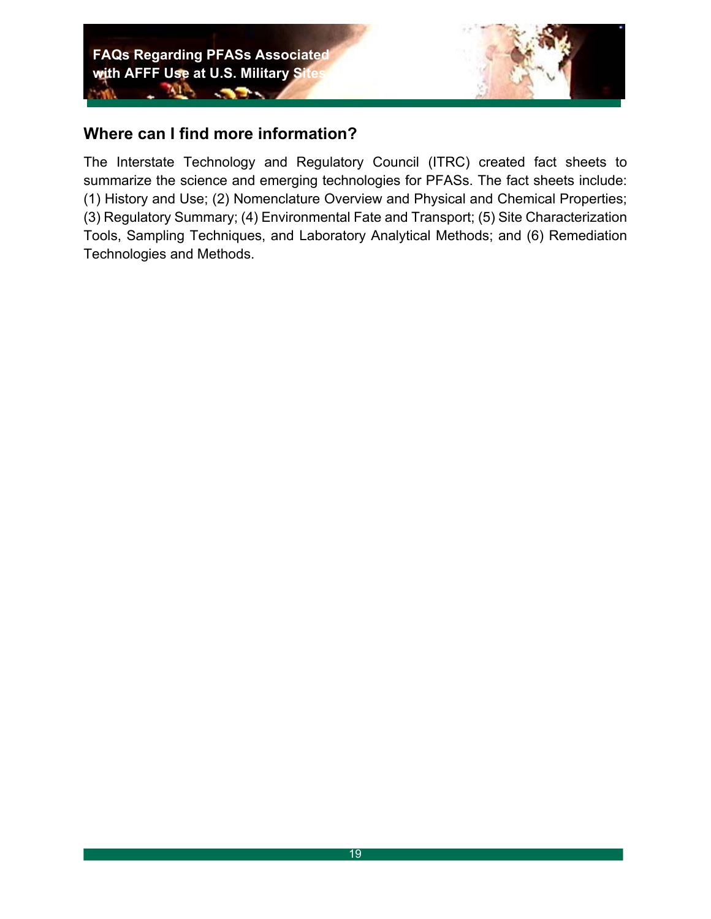## Where can I find more information?

The Interstate Technology and Regulatory Council (ITRC) created fact sheets to summarize the science and emerging technologies for PFASs. The fact sheets include: (1) History and Use; (2) Nomenclature Overview and Physical and Chemical Properties; (3) Regulatory Summary; (4) Environmental Fate and Transport; (5) Site Characterization Tools, Sampling Techniques, and Laboratory Analytical Methods; and (6) Remediation Technologies and Methods.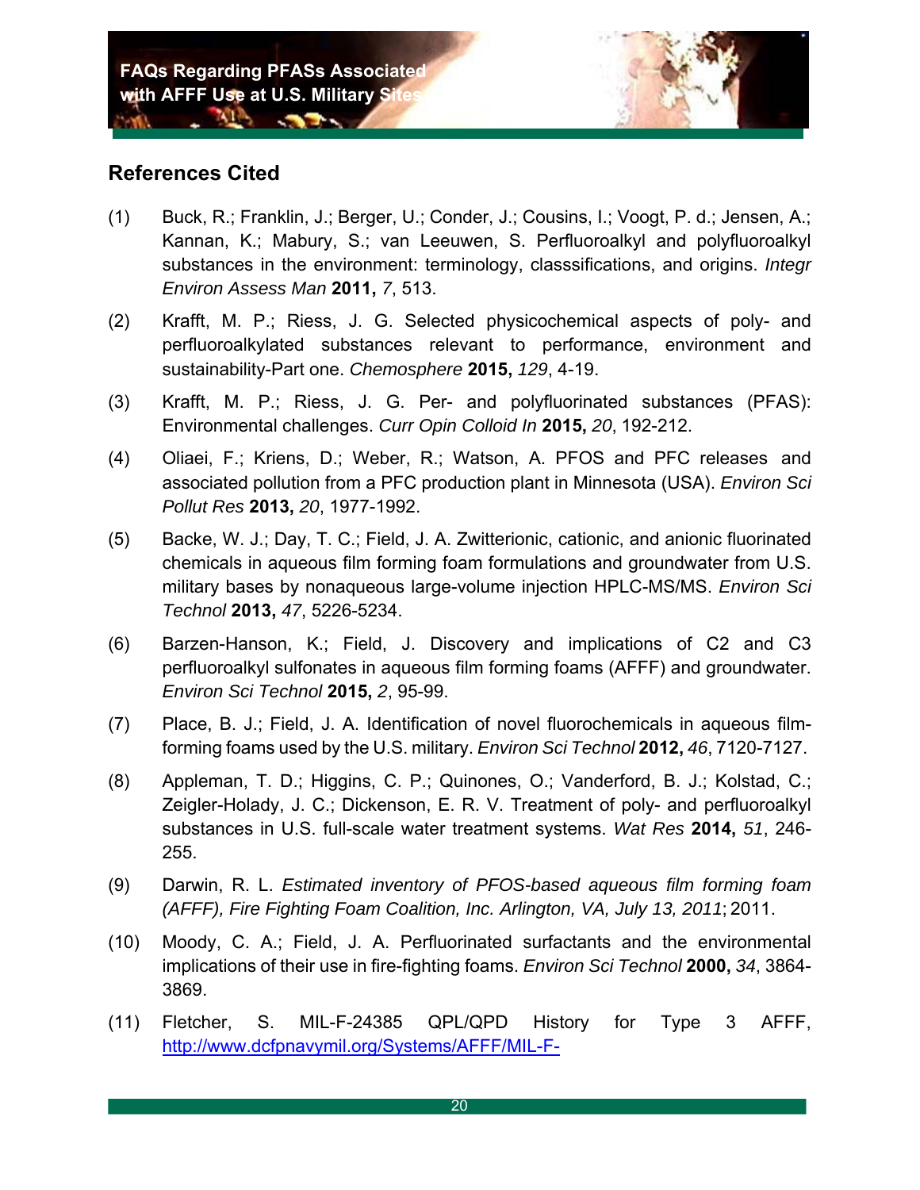## References Cited

(1) Buck, R.; Franklin, J.; Berger, U.; Conder, J.; Cousins, I.; Voogt, P. d.; Jensen, A.; Kannan, K.; Mabury, S.; van Leeuwen, S. Perfluoroalkyl and polyfluoroalkyl substances in the environment: terminology, classsifications, and origins. *Integr Environ Assess Man* **2011,** *7*, 513.

(2) Krafft, M. P.; Riess, J. G. Selected physicochemical aspects of poly- and perfluoroalkylated substances relevant to performance, environment and sustainability-Part one. *Chemosphere* **2015,** *129*, 4-19.

(3) Krafft, M. P.; Riess, J. G. Per- and polyfluorinated substances (PFAS): Environmental challenges. *Curr Opin Colloid In* **2015,** *20*, 192-212.

(4) Oliaei, F.; Kriens, D.; Weber, R.; Watson, A. PFOS and PFC releases and associated pollution from a PFC production plant in Minnesota (USA). *Environ Sci Pollut Res* **2013,** *20*, 1977-1992.

(5) Backe, W. J.; Day, T. C.; Field, J. A. Zwitterionic, cationic, and anionic fluorinated chemicals in aqueous film forming foam formulations and groundwater from U.S. military bases by nonaqueous large-volume injection HPLC-MS/MS. *Environ Sci Technol* **2013,** *47*, 5226-5234.

(6) Barzen-Hanson, K.; Field, J. Discovery and implications of C2 and C3 perfluoroalkyl sulfonates in aqueous film forming foams (AFFF) and groundwater. *Environ Sci Technol* **2015,** *2*, 95-99.

(7) Place, B. J.; Field, J. A. Identification of novel fluorochemicals in aqueous film-forming foams used by the U.S. military. *Environ Sci Technol* **2012,** *46*, 7120-7127.

(8) Appleman, T. D.; Higgins, C. P.; Quinones, O.; Vanderford, B. J.; Kolstad, C.; Zeigler-Holady, J. C.; Dickenson, E. R. V. Treatment of poly- and perfluoroalkyl substances in U.S. full-scale water treatment systems. *Wat Res* **2014,** *51*, 246-255.

(9) Darwin, R. L. *Estimated inventory of PFOS-based aqueous film forming foam (AFFF), Fire Fighting Foam Coalition, Inc. Arlington, VA, July 13, 2011*; 2011.

(10) Moody, C. A.; Field, J. A. Perfluorinated surfactants and the environmental implications of their use in fire-fighting foams. *Environ Sci Technol* **2000,** *34*, 3864-3869.

(11) Fletcher, S. MIL-F-24385 QPL/QPD History for Type 3 AFFF, http://www.dcfpnavymil.org/Systems/AFFF/MIL-F-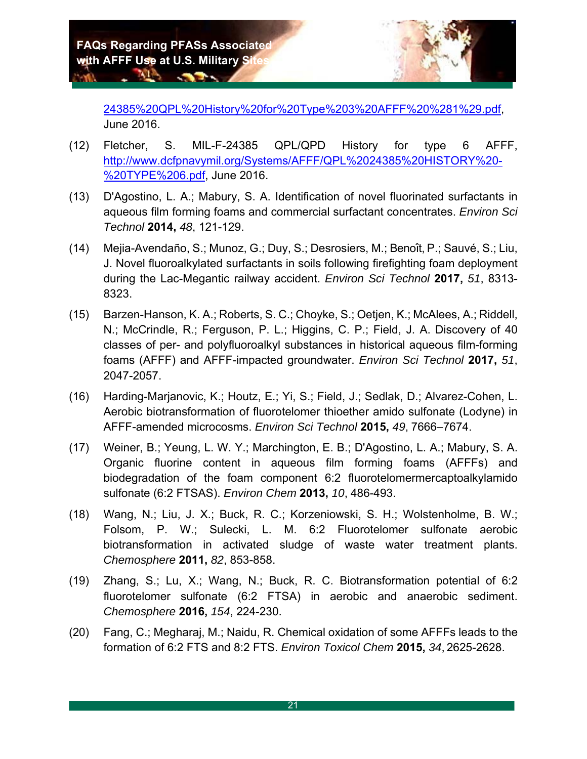24385%20QPL%20History%20for%20Type%203%20AFFF%20%281%29.pdf, June 2016.

(12) Fletcher, S. MIL-F-24385 QPL/QPD History for type 6 AFFF, http://www.dcfpnavymil.org/Systems/AFFF/QPL%2024385%20HISTORY%20-%20TYPE%206.pdf, June 2016.

(13) D'Agostino, L. A.; Mabury, S. A. Identification of novel fluorinated surfactants in aqueous film forming foams and commercial surfactant concentrates. *Environ Sci Technol* **2014,** *48*, 121-129.

(14) Mejia-Avendaño, S.; Munoz, G.; Duy, S.; Desrosiers, M.; Benoît, P.; Sauvé, S.; Liu, J. Novel fluoroalkylated surfactants in soils following firefighting foam deployment during the Lac-Megantic railway accident. *Environ Sci Technol* **2017,** *51*, 8313-8323.

(15) Barzen-Hanson, K. A.; Roberts, S. C.; Choyke, S.; Oetjen, K.; McAlees, A.; Riddell, N.; McCrindle, R.; Ferguson, P. L.; Higgins, C. P.; Field, J. A. Discovery of 40 classes of per- and polyfluoroalkyl substances in historical aqueous film-forming foams (AFFF) and AFFF-impacted groundwater. *Environ Sci Technol* **2017,** *51*, 2047-2057.

(16) Harding-Marjanovic, K.; Houtz, E.; Yi, S.; Field, J.; Sedlak, D.; Alvarez-Cohen, L. Aerobic biotransformation of fluorotelomer thioether amido sulfonate (Lodyne) in AFFF-amended microcosms. *Environ Sci Technol* **2015,** *49*, 7666–7674.

(17) Weiner, B.; Yeung, L. W. Y.; Marchington, E. B.; D'Agostino, L. A.; Mabury, S. A. Organic fluorine content in aqueous film forming foams (AFFFs) and biodegradation of the foam component 6:2 fluorotelomermercaptoalkylamido sulfonate (6:2 FTSAS). *Environ Chem* **2013,** *10*, 486-493.

(18) Wang, N.; Liu, J. X.; Buck, R. C.; Korzeniowski, S. H.; Wolstenholme, B. W.; Folsom, P. W.; Sulecki, L. M. 6:2 Fluorotelomer sulfonate aerobic biotransformation in activated sludge of waste water treatment plants. *Chemosphere* **2011,** *82*, 853-858.

(19) Zhang, S.; Lu, X.; Wang, N.; Buck, R. C. Biotransformation potential of 6:2 fluorotelomer sulfonate (6:2 FTSA) in aerobic and anaerobic sediment. *Chemosphere* **2016,** *154*, 224-230.

(20) Fang, C.; Megharaj, M.; Naidu, R. Chemical oxidation of some AFFFs leads to the formation of 6:2 FTS and 8:2 FTS. *Environ Toxicol Chem* **2015,** *34*, 2625-2628.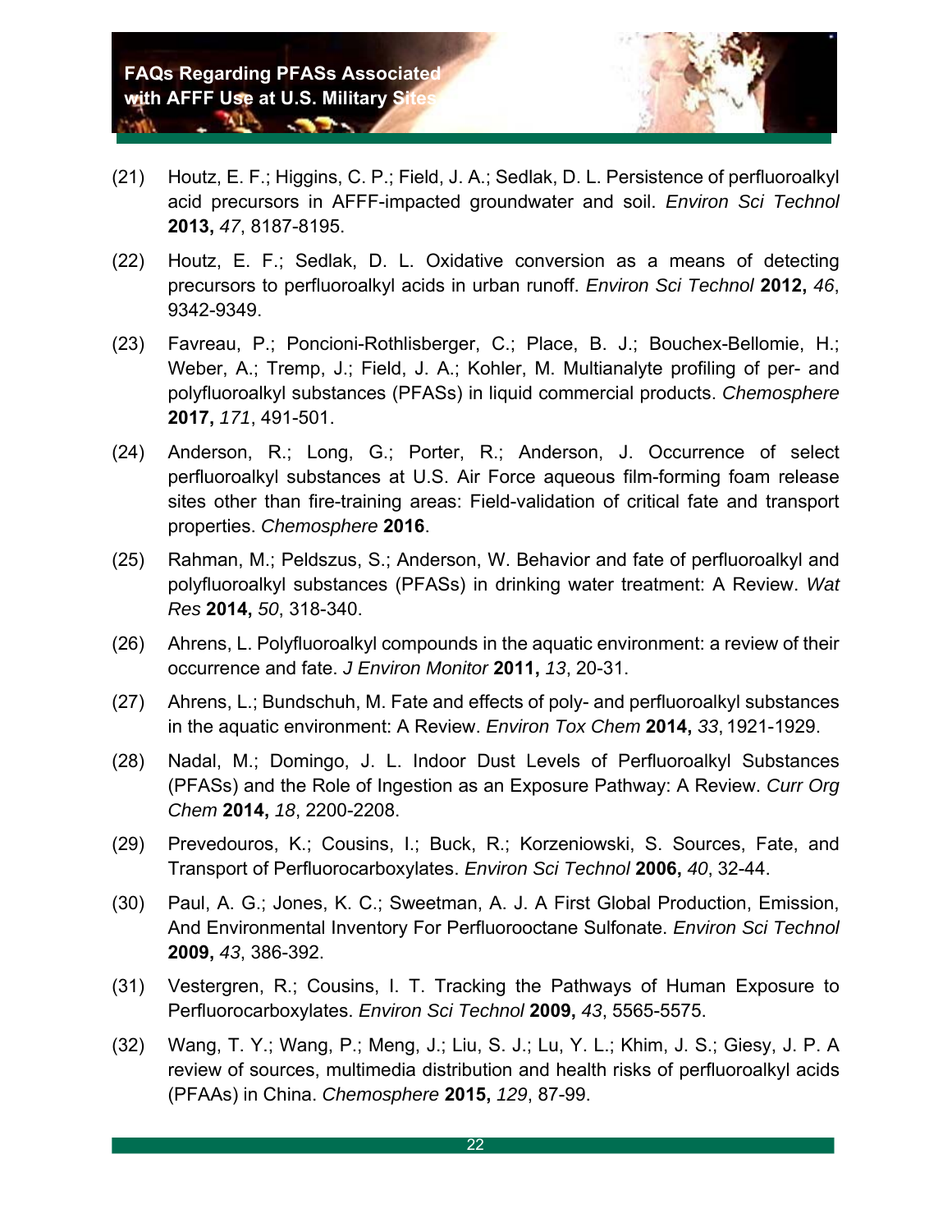(21) Houtz, E. F.; Higgins, C. P.; Field, J. A.; Sedlak, D. L. Persistence of perfluoroalkyl acid precursors in AFFF-impacted groundwater and soil. *Environ Sci Technol* **2013,** *47*, 8187-8195.

(22) Houtz, E. F.; Sedlak, D. L. Oxidative conversion as a means of detecting precursors to perfluoroalkyl acids in urban runoff. *Environ Sci Technol* **2012,** *46*, 9342-9349.

(23) Favreau, P.; Poncioni-Rothlisberger, C.; Place, B. J.; Bouchex-Bellomie, H.; Weber, A.; Tremp, J.; Field, J. A.; Kohler, M. Multianalyte profiling of per- and polyfluoroalkyl substances (PFASs) in liquid commercial products. *Chemosphere* **2017,** *171*, 491-501.

(24) Anderson, R.; Long, G.; Porter, R.; Anderson, J. Occurrence of select perfluoroalkyl substances at U.S. Air Force aqueous film-forming foam release sites other than fire-training areas: Field-validation of critical fate and transport properties. *Chemosphere* **2016**.

(25) Rahman, M.; Peldszus, S.; Anderson, W. Behavior and fate of perfluoroalkyl and polyfluoroalkyl substances (PFASs) in drinking water treatment: A Review. *Wat Res* **2014,** *50*, 318-340.

(26) Ahrens, L. Polyfluoroalkyl compounds in the aquatic environment: a review of their occurrence and fate. *J Environ Monitor* **2011,** *13*, 20-31.

(27) Ahrens, L.; Bundschuh, M. Fate and effects of poly- and perfluoroalkyl substances in the aquatic environment: A Review. *Environ Tox Chem* **2014,** *33*, 1921-1929.

(28) Nadal, M.; Domingo, J. L. Indoor Dust Levels of Perfluoroalkyl Substances (PFASs) and the Role of Ingestion as an Exposure Pathway: A Review. *Curr Org Chem* **2014,** *18*, 2200-2208.

(29) Prevedouros, K.; Cousins, I.; Buck, R.; Korzeniowski, S. Sources, Fate, and Transport of Perfluorocarboxylates. *Environ Sci Technol* **2006,** *40*, 32-44.

(30) Paul, A. G.; Jones, K. C.; Sweetman, A. J. A First Global Production, Emission, And Environmental Inventory For Perfluorooctane Sulfonate. *Environ Sci Technol* **2009,** *43*, 386-392.

(31) Vestergren, R.; Cousins, I. T. Tracking the Pathways of Human Exposure to Perfluorocarboxylates. *Environ Sci Technol* **2009,** *43*, 5565-5575.

(32) Wang, T. Y.; Wang, P.; Meng, J.; Liu, S. J.; Lu, Y. L.; Khim, J. S.; Giesy, J. P. A review of sources, multimedia distribution and health risks of perfluoroalkyl acids (PFAAs) in China. *Chemosphere* **2015,** *129*, 87-99.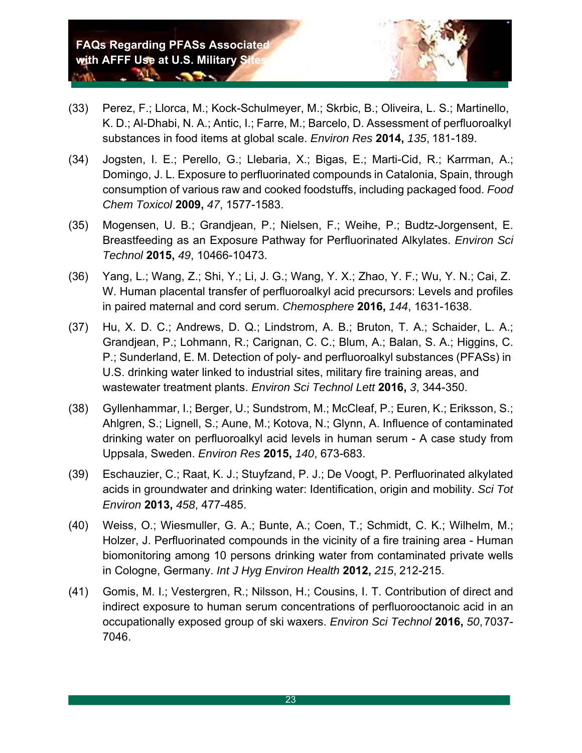(33) Perez, F.; Llorca, M.; Kock-Schulmeyer, M.; Skrbic, B.; Oliveira, L. S.; Martinello, K. D.; Al-Dhabi, N. A.; Antic, I.; Farre, M.; Barcelo, D. Assessment of perfluoroalkyl substances in food items at global scale. *Environ Res* **2014,** *135*, 181-189.

(34) Jogsten, I. E.; Perello, G.; Llebaria, X.; Bigas, E.; Marti-Cid, R.; Karrman, A.; Domingo, J. L. Exposure to perfluorinated compounds in Catalonia, Spain, through consumption of various raw and cooked foodstuffs, including packaged food. *Food Chem Toxicol* **2009,** *47*, 1577-1583.

(35) Mogensen, U. B.; Grandjean, P.; Nielsen, F.; Weihe, P.; Budtz-Jorgensent, E. Breastfeeding as an Exposure Pathway for Perfluorinated Alkylates. *Environ Sci Technol* **2015,** *49*, 10466-10473.

(36) Yang, L.; Wang, Z.; Shi, Y.; Li, J. G.; Wang, Y. X.; Zhao, Y. F.; Wu, Y. N.; Cai, Z. W. Human placental transfer of perfluoroalkyl acid precursors: Levels and profiles in paired maternal and cord serum. *Chemosphere* **2016,** *144*, 1631-1638.

(37) Hu, X. D. C.; Andrews, D. Q.; Lindstrom, A. B.; Bruton, T. A.; Schaider, L. A.; Grandjean, P.; Lohmann, R.; Carignan, C. C.; Blum, A.; Balan, S. A.; Higgins, C. P.; Sunderland, E. M. Detection of poly- and perfluoroalkyl substances (PFASs) in U.S. drinking water linked to industrial sites, military fire training areas, and wastewater treatment plants. *Environ Sci Technol Lett* **2016,** *3*, 344-350.

(38) Gyllenhammar, I.; Berger, U.; Sundstrom, M.; McCleaf, P.; Euren, K.; Eriksson, S.; Ahlgren, S.; Lignell, S.; Aune, M.; Kotova, N.; Glynn, A. Influence of contaminated drinking water on perfluoroalkyl acid levels in human serum - A case study from Uppsala, Sweden. *Environ Res* **2015,** *140*, 673-683.

(39) Eschauzier, C.; Raat, K. J.; Stuyfzand, P. J.; De Voogt, P. Perfluorinated alkylated acids in groundwater and drinking water: Identification, origin and mobility. *Sci Tot Environ* **2013,** *458*, 477-485.

(40) Weiss, O.; Wiesmuller, G. A.; Bunte, A.; Coen, T.; Schmidt, C. K.; Wilhelm, M.; Holzer, J. Perfluorinated compounds in the vicinity of a fire training area - Human biomonitoring among 10 persons drinking water from contaminated private wells in Cologne, Germany. *Int J Hyg Environ Health* **2012,** *215*, 212-215.

(41) Gomis, M. I.; Vestergren, R.; Nilsson, H.; Cousins, I. T. Contribution of direct and indirect exposure to human serum concentrations of perfluorooctanoic acid in an occupationally exposed group of ski waxers. *Environ Sci Technol* **2016,** *50*, 7037-7046.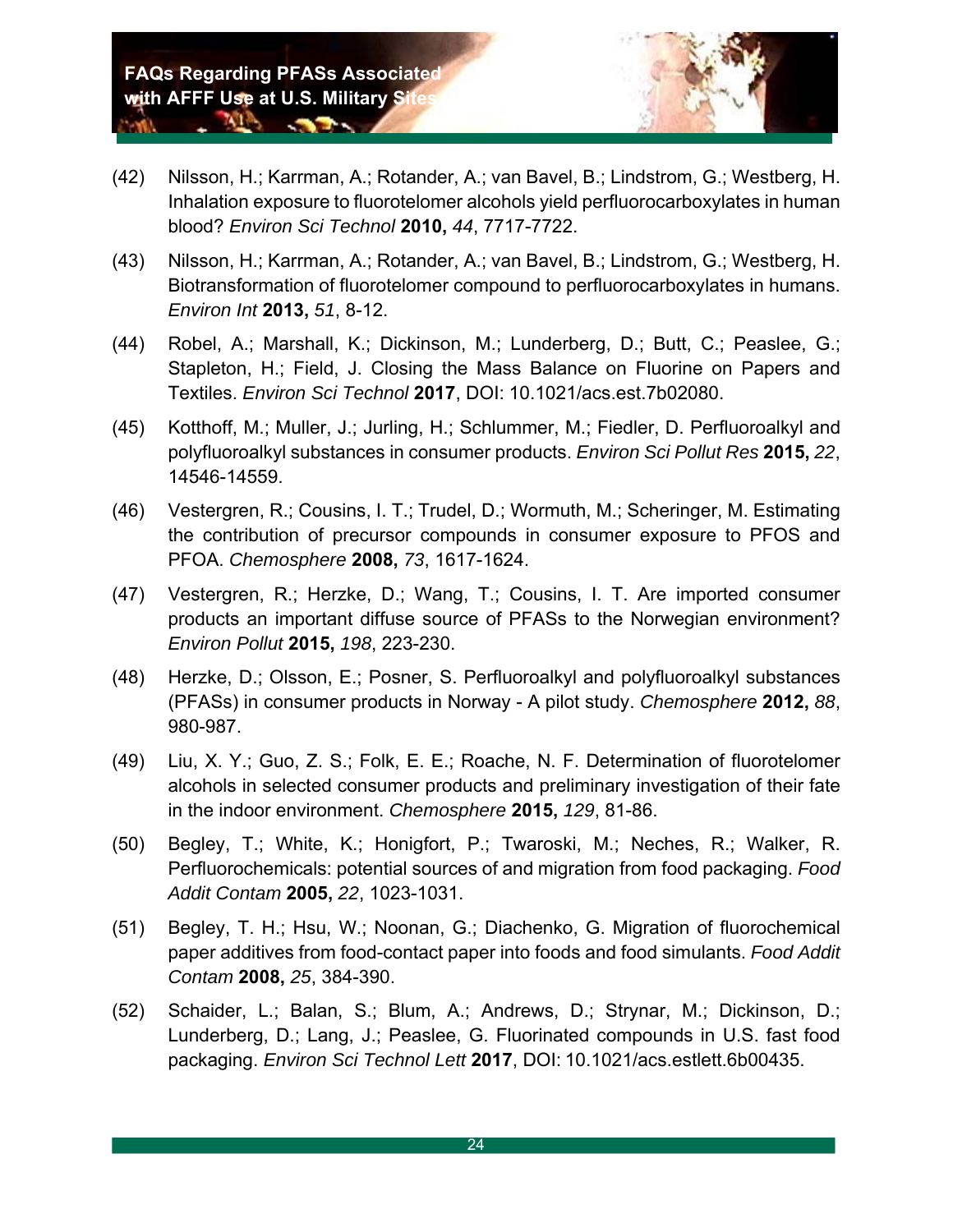(42) Nilsson, H.; Karrman, A.; Rotander, A.; van Bavel, B.; Lindstrom, G.; Westberg, H. Inhalation exposure to fluorotelomer alcohols yield perfluorocarboxylates in human blood? *Environ Sci Technol* **2010,** *44*, 7717-7722.

(43) Nilsson, H.; Karrman, A.; Rotander, A.; van Bavel, B.; Lindstrom, G.; Westberg, H. Biotransformation of fluorotelomer compound to perfluorocarboxylates in humans. *Environ Int* **2013,** *51*, 8-12.

(44) Robel, A.; Marshall, K.; Dickinson, M.; Lunderberg, D.; Butt, C.; Peaslee, G.; Stapleton, H.; Field, J. Closing the Mass Balance on Fluorine on Papers and Textiles. *Environ Sci Technol* **2017**, DOI: 10.1021/acs.est.7b02080.

(45) Kotthoff, M.; Muller, J.; Jurling, H.; Schlummer, M.; Fiedler, D. Perfluoroalkyl and polyfluoroalkyl substances in consumer products. *Environ Sci Pollut Res* **2015,** *22*, 14546-14559.

(46) Vestergren, R.; Cousins, I. T.; Trudel, D.; Wormuth, M.; Scheringer, M. Estimating the contribution of precursor compounds in consumer exposure to PFOS and PFOA. *Chemosphere* **2008,** *73*, 1617-1624.

(47) Vestergren, R.; Herzke, D.; Wang, T.; Cousins, I. T. Are imported consumer products an important diffuse source of PFASs to the Norwegian environment? *Environ Pollut* **2015,** *198*, 223-230.

(48) Herzke, D.; Olsson, E.; Posner, S. Perfluoroalkyl and polyfluoroalkyl substances (PFASs) in consumer products in Norway - A pilot study. *Chemosphere* **2012,** *88*, 980-987.

(49) Liu, X. Y.; Guo, Z. S.; Folk, E. E.; Roache, N. F. Determination of fluorotelomer alcohols in selected consumer products and preliminary investigation of their fate in the indoor environment. *Chemosphere* **2015,** *129*, 81-86.

(50) Begley, T.; White, K.; Honigfort, P.; Twaroski, M.; Neches, R.; Walker, R. Perfluorochemicals: potential sources of and migration from food packaging. *Food Addit Contam* **2005,** *22*, 1023-1031.

(51) Begley, T. H.; Hsu, W.; Noonan, G.; Diachenko, G. Migration of fluorochemical paper additives from food-contact paper into foods and food simulants. *Food Addit Contam* **2008,** *25*, 384-390.

(52) Schaider, L.; Balan, S.; Blum, A.; Andrews, D.; Strynar, M.; Dickinson, D.; Lunderberg, D.; Lang, J.; Peaslee, G. Fluorinated compounds in U.S. fast food packaging. *Environ Sci Technol Lett* **2017**, DOI: 10.1021/acs.estlett.6b00435.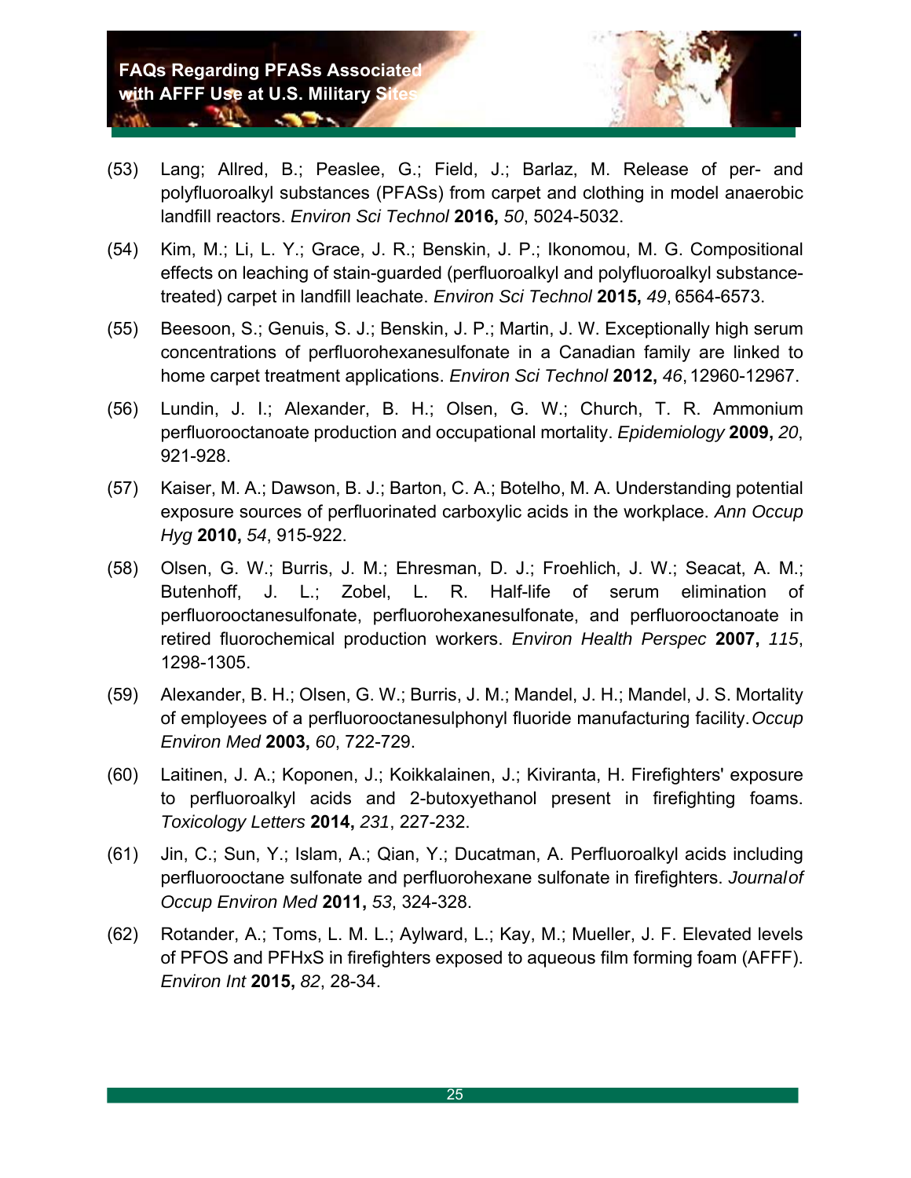(53) Lang; Allred, B.; Peaslee, G.; Field, J.; Barlaz, M. Release of per- and polyfluoroalkyl substances (PFASs) from carpet and clothing in model anaerobic landfill reactors. *Environ Sci Technol* **2016,** *50*, 5024-5032.

(54) Kim, M.; Li, L. Y.; Grace, J. R.; Benskin, J. P.; Ikonomou, M. G. Compositional effects on leaching of stain-guarded (perfluoroalkyl and polyfluoroalkyl substance-treated) carpet in landfill leachate. *Environ Sci Technol* **2015,** *49*, 6564-6573.

(55) Beesoon, S.; Genuis, S. J.; Benskin, J. P.; Martin, J. W. Exceptionally high serum concentrations of perfluorohexanesulfonate in a Canadian family are linked to home carpet treatment applications. *Environ Sci Technol* **2012,** *46*, 12960-12967.

(56) Lundin, J. I.; Alexander, B. H.; Olsen, G. W.; Church, T. R. Ammonium perfluorooctanoate production and occupational mortality. *Epidemiology* **2009,** *20*, 921-928.

(57) Kaiser, M. A.; Dawson, B. J.; Barton, C. A.; Botelho, M. A. Understanding potential exposure sources of perfluorinated carboxylic acids in the workplace. *Ann Occup Hyg* **2010,** *54*, 915-922.

(58) Olsen, G. W.; Burris, J. M.; Ehresman, D. J.; Froehlich, J. W.; Seacat, A. M.; Butenhoff, J. L.; Zobel, L. R. Half-life of serum elimination of perfluorooctanesulfonate, perfluorohexanesulfonate, and perfluorooctanoate in retired fluorochemical production workers. *Environ Health Perspec* **2007,** *115*, 1298-1305.

(59) Alexander, B. H.; Olsen, G. W.; Burris, J. M.; Mandel, J. H.; Mandel, J. S. Mortality of employees of a perfluorooctanesulphonyl fluoride manufacturing facility. *Occup Environ Med* **2003,** *60*, 722-729.

(60) Laitinen, J. A.; Koponen, J.; Koikkalainen, J.; Kiviranta, H. Firefighters' exposure to perfluoroalkyl acids and 2-butoxyethanol present in firefighting foams. *Toxicology Letters* **2014,** *231*, 227-232.

(61) Jin, C.; Sun, Y.; Islam, A.; Qian, Y.; Ducatman, A. Perfluoroalkyl acids including perfluorooctane sulfonate and perfluorohexane sulfonate in firefighters. *Journal of Occup Environ Med* **2011,** *53*, 324-328.

(62) Rotander, A.; Toms, L. M. L.; Aylward, L.; Kay, M.; Mueller, J. F. Elevated levels of PFOS and PFHxS in firefighters exposed to aqueous film forming foam (AFFF). *Environ Int* **2015,** *82*, 28-34.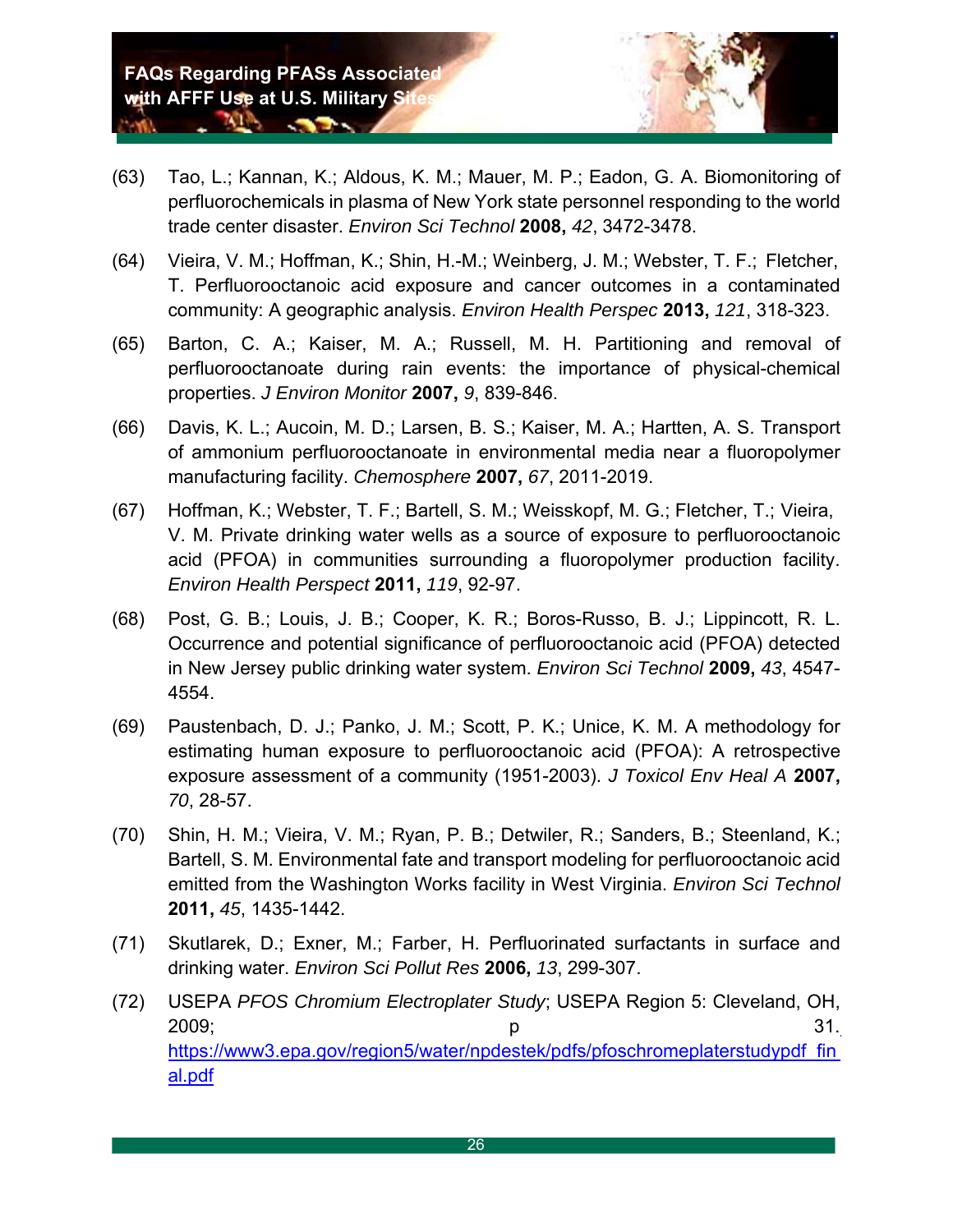(63) Tao, L.; Kannan, K.; Aldous, K. M.; Mauer, M. P.; Eadon, G. A. Biomonitoring of perfluorochemicals in plasma of New York state personnel responding to the world trade center disaster. *Environ Sci Technol* **2008,** *42*, 3472-3478.

(64) Vieira, V. M.; Hoffman, K.; Shin, H.-M.; Weinberg, J. M.; Webster, T. F.; Fletcher, T. Perfluorooctanoic acid exposure and cancer outcomes in a contaminated community: A geographic analysis. *Environ Health Perspec* **2013,** *121*, 318-323.

(65) Barton, C. A.; Kaiser, M. A.; Russell, M. H. Partitioning and removal of perfluorooctanoate during rain events: the importance of physical-chemical properties. *J Environ Monitor* **2007,** *9*, 839-846.

(66) Davis, K. L.; Aucoin, M. D.; Larsen, B. S.; Kaiser, M. A.; Hartten, A. S. Transport of ammonium perfluorooctanoate in environmental media near a fluoropolymer manufacturing facility. *Chemosphere* **2007,** *67*, 2011-2019.

(67) Hoffman, K.; Webster, T. F.; Bartell, S. M.; Weisskopf, M. G.; Fletcher, T.; Vieira, V. M. Private drinking water wells as a source of exposure to perfluorooctanoic acid (PFOA) in communities surrounding a fluoropolymer production facility. *Environ Health Perspect* **2011,** *119*, 92-97.

(68) Post, G. B.; Louis, J. B.; Cooper, K. R.; Boros-Russo, B. J.; Lippincott, R. L. Occurrence and potential significance of perfluorooctanoic acid (PFOA) detected in New Jersey public drinking water system. *Environ Sci Technol* **2009,** *43*, 4547-4554.

(69) Paustenbach, D. J.; Panko, J. M.; Scott, P. K.; Unice, K. M. A methodology for estimating human exposure to perfluorooctanoic acid (PFOA): A retrospective exposure assessment of a community (1951-2003). *J Toxicol Env Heal A* **2007,** *70*, 28-57.

(70) Shin, H. M.; Vieira, V. M.; Ryan, P. B.; Detwiler, R.; Sanders, B.; Steenland, K.; Bartell, S. M. Environmental fate and transport modeling for perfluorooctanoic acid emitted from the Washington Works facility in West Virginia. *Environ Sci Technol* **2011,** *45*, 1435-1442.

(71) Skutlarek, D.; Exner, M.; Farber, H. Perfluorinated surfactants in surface and drinking water. *Environ Sci Pollut Res* **2006,** *13*, 299-307.

(72) USEPA *PFOS Chromium Electroplater Study*; USEPA Region 5: Cleveland, OH, 2009; p 31. https://www3.epa.gov/region5/water/npdestek/pdfs/pfoschromeplaterstudypdf_final.pdf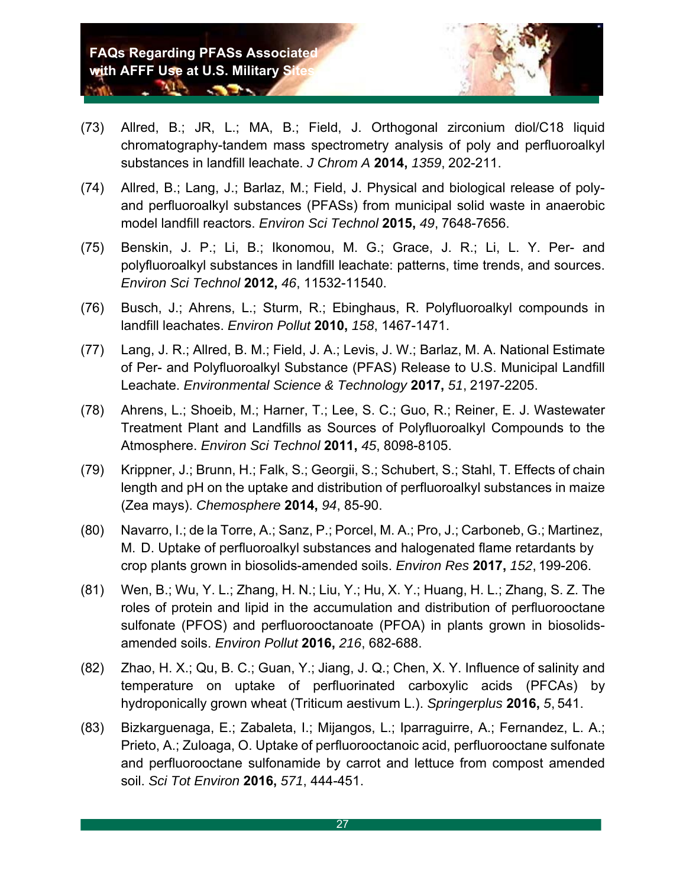(73) Allred, B.; JR, L.; MA, B.; Field, J. Orthogonal zirconium diol/C18 liquid chromatography-tandem mass spectrometry analysis of poly and perfluoroalkyl substances in landfill leachate. *J Chrom A* **2014,** *1359*, 202-211.

(74) Allred, B.; Lang, J.; Barlaz, M.; Field, J. Physical and biological release of poly- and perfluoroalkyl substances (PFASs) from municipal solid waste in anaerobic model landfill reactors. *Environ Sci Technol* **2015,** *49*, 7648-7656.

(75) Benskin, J. P.; Li, B.; Ikonomou, M. G.; Grace, J. R.; Li, L. Y. Per- and polyfluoroalkyl substances in landfill leachate: patterns, time trends, and sources. *Environ Sci Technol* **2012,** *46*, 11532-11540.

(76) Busch, J.; Ahrens, L.; Sturm, R.; Ebinghaus, R. Polyfluoroalkyl compounds in landfill leachates. *Environ Pollut* **2010,** *158*, 1467-1471.

(77) Lang, J. R.; Allred, B. M.; Field, J. A.; Levis, J. W.; Barlaz, M. A. National Estimate of Per- and Polyfluoroalkyl Substance (PFAS) Release to U.S. Municipal Landfill Leachate. *Environmental Science & Technology* **2017,** *51*, 2197-2205.

(78) Ahrens, L.; Shoeib, M.; Harner, T.; Lee, S. C.; Guo, R.; Reiner, E. J. Wastewater Treatment Plant and Landfills as Sources of Polyfluoroalkyl Compounds to the Atmosphere. *Environ Sci Technol* **2011,** *45*, 8098-8105.

(79) Krippner, J.; Brunn, H.; Falk, S.; Georgii, S.; Schubert, S.; Stahl, T. Effects of chain length and pH on the uptake and distribution of perfluoroalkyl substances in maize (Zea mays). *Chemosphere* **2014,** *94*, 85-90.

(80) Navarro, I.; de la Torre, A.; Sanz, P.; Porcel, M. A.; Pro, J.; Carboneb, G.; Martinez, M. D. Uptake of perfluoroalkyl substances and halogenated flame retardants by crop plants grown in biosolids-amended soils. *Environ Res* **2017,** *152*, 199-206.

(81) Wen, B.; Wu, Y. L.; Zhang, H. N.; Liu, Y.; Hu, X. Y.; Huang, H. L.; Zhang, S. Z. The roles of protein and lipid in the accumulation and distribution of perfluorooctane sulfonate (PFOS) and perfluorooctanoate (PFOA) in plants grown in biosolids-amended soils. *Environ Pollut* **2016,** *216*, 682-688.

(82) Zhao, H. X.; Qu, B. C.; Guan, Y.; Jiang, J. Q.; Chen, X. Y. Influence of salinity and temperature on uptake of perfluorinated carboxylic acids (PFCAs) by hydroponically grown wheat (Triticum aestivum L.). *Springerplus* **2016,** *5*, 541.

(83) Bizkarguenaga, E.; Zabaleta, I.; Mijangos, L.; Iparraguirre, A.; Fernandez, L. A.; Prieto, A.; Zuloaga, O. Uptake of perfluorooctanoic acid, perfluorooctane sulfonate and perfluorooctane sulfonamide by carrot and lettuce from compost amended soil. *Sci Tot Environ* **2016,** *571*, 444-451.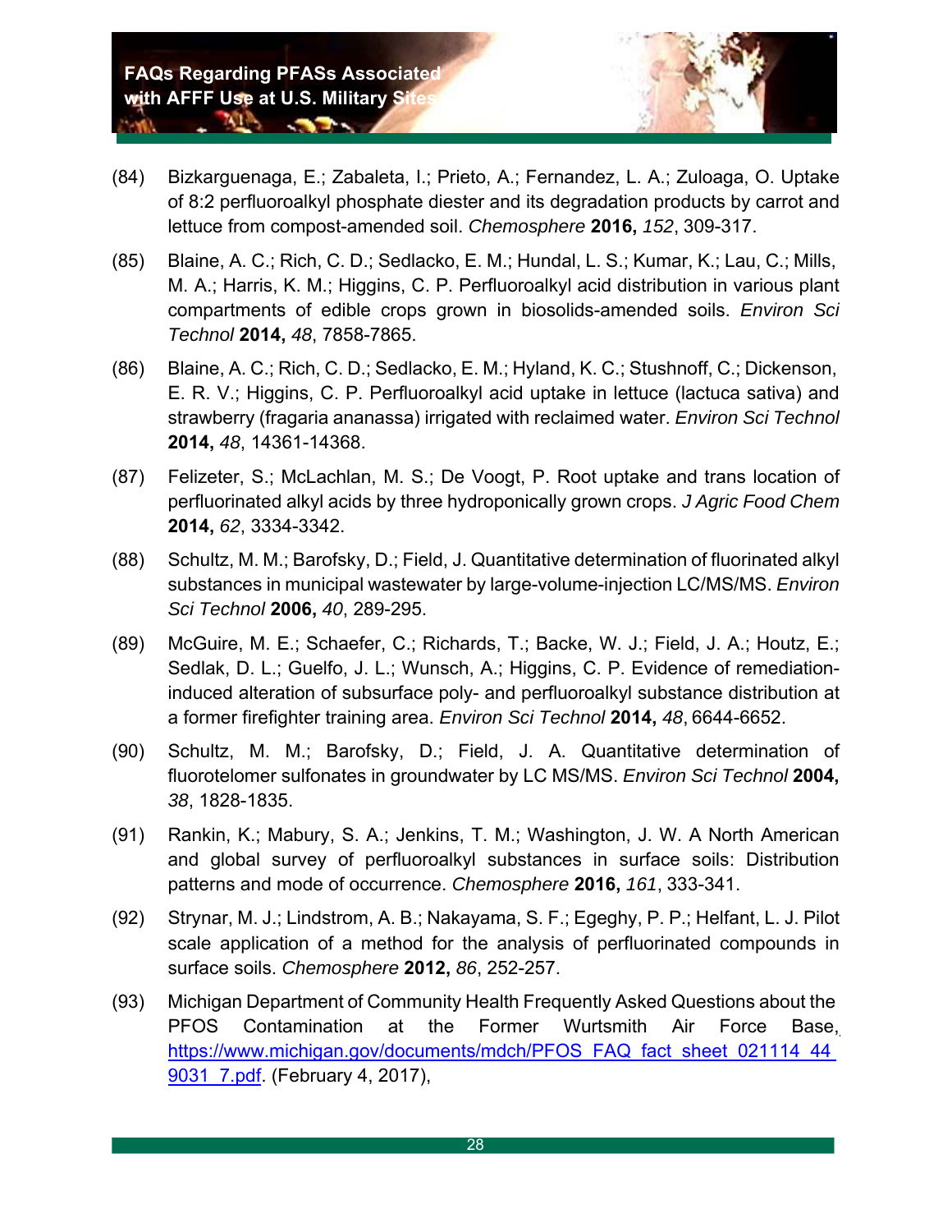(84) Bizkarguenaga, E.; Zabaleta, I.; Prieto, A.; Fernandez, L. A.; Zuloaga, O. Uptake of 8:2 perfluoroalkyl phosphate diester and its degradation products by carrot and lettuce from compost-amended soil. *Chemosphere* **2016,** *152*, 309-317.

(85) Blaine, A. C.; Rich, C. D.; Sedlacko, E. M.; Hundal, L. S.; Kumar, K.; Lau, C.; Mills, M. A.; Harris, K. M.; Higgins, C. P. Perfluoroalkyl acid distribution in various plant compartments of edible crops grown in biosolids-amended soils. *Environ Sci Technol* **2014,** *48*, 7858-7865.

(86) Blaine, A. C.; Rich, C. D.; Sedlacko, E. M.; Hyland, K. C.; Stushnoff, C.; Dickenson, E. R. V.; Higgins, C. P. Perfluoroalkyl acid uptake in lettuce (lactuca sativa) and strawberry (fragaria ananassa) irrigated with reclaimed water. *Environ Sci Technol* **2014,** *48*, 14361-14368.

(87) Felizeter, S.; McLachlan, M. S.; De Voogt, P. Root uptake and trans location of perfluorinated alkyl acids by three hydroponically grown crops. *J Agric Food Chem* **2014,** *62*, 3334-3342.

(88) Schultz, M. M.; Barofsky, D.; Field, J. Quantitative determination of fluorinated alkyl substances in municipal wastewater by large-volume-injection LC/MS/MS. *Environ Sci Technol* **2006,** *40*, 289-295.

(89) McGuire, M. E.; Schaefer, C.; Richards, T.; Backe, W. J.; Field, J. A.; Houtz, E.; Sedlak, D. L.; Guelfo, J. L.; Wunsch, A.; Higgins, C. P. Evidence of remediation-induced alteration of subsurface poly- and perfluoroalkyl substance distribution at a former firefighter training area. *Environ Sci Technol* **2014,** *48*, 6644-6652.

(90) Schultz, M. M.; Barofsky, D.; Field, J. A. Quantitative determination of fluorotelomer sulfonates in groundwater by LC MS/MS. *Environ Sci Technol* **2004,** *38*, 1828-1835.

(91) Rankin, K.; Mabury, S. A.; Jenkins, T. M.; Washington, J. W. A North American and global survey of perfluoroalkyl substances in surface soils: Distribution patterns and mode of occurrence. *Chemosphere* **2016,** *161*, 333-341.

(92) Strynar, M. J.; Lindstrom, A. B.; Nakayama, S. F.; Egeghy, P. P.; Helfant, L. J. Pilot scale application of a method for the analysis of perfluorinated compounds in surface soils. *Chemosphere* **2012,** *86*, 252-257.

(93) Michigan Department of Community Health Frequently Asked Questions about the PFOS Contamination at the Former Wurtsmith Air Force Base, [https://www.michigan.gov/documents/mdch/PFOS_FAQ_fact_sheet_021114_449031_7.pdf](https://www.michigan.gov/documents/mdch/PFOS_FAQ_fact_sheet_021114_449031_7.pdf). (February 4, 2017),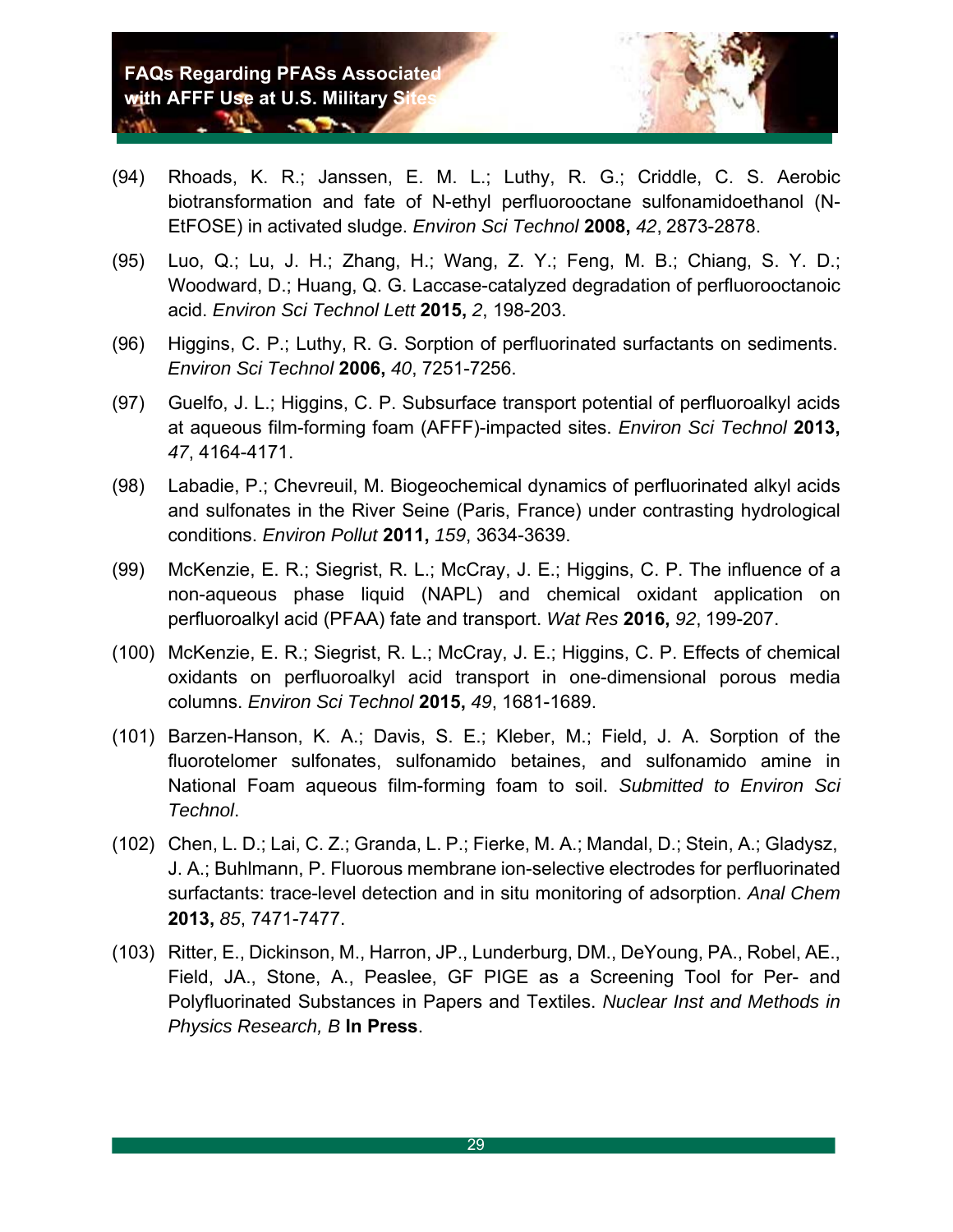(94) Rhoads, K. R.; Janssen, E. M. L.; Luthy, R. G.; Criddle, C. S. Aerobic biotransformation and fate of N-ethyl perfluorooctane sulfonamidoethanol (N-EtFOSE) in activated sludge. *Environ Sci Technol* **2008,** *42*, 2873-2878.

(95) Luo, Q.; Lu, J. H.; Zhang, H.; Wang, Z. Y.; Feng, M. B.; Chiang, S. Y. D.; Woodward, D.; Huang, Q. G. Laccase-catalyzed degradation of perfluorooctanoic acid. *Environ Sci Technol Lett* **2015,** *2*, 198-203.

(96) Higgins, C. P.; Luthy, R. G. Sorption of perfluorinated surfactants on sediments. *Environ Sci Technol* **2006,** *40*, 7251-7256.

(97) Guelfo, J. L.; Higgins, C. P. Subsurface transport potential of perfluoroalkyl acids at aqueous film-forming foam (AFFF)-impacted sites. *Environ Sci Technol* **2013,** *47*, 4164-4171.

(98) Labadie, P.; Chevreuil, M. Biogeochemical dynamics of perfluorinated alkyl acids and sulfonates in the River Seine (Paris, France) under contrasting hydrological conditions. *Environ Pollut* **2011,** *159*, 3634-3639.

(99) McKenzie, E. R.; Siegrist, R. L.; McCray, J. E.; Higgins, C. P. The influence of a non-aqueous phase liquid (NAPL) and chemical oxidant application on perfluoroalkyl acid (PFAA) fate and transport. *Wat Res* **2016,** *92*, 199-207.

(100) McKenzie, E. R.; Siegrist, R. L.; McCray, J. E.; Higgins, C. P. Effects of chemical oxidants on perfluoroalkyl acid transport in one-dimensional porous media columns. *Environ Sci Technol* **2015,** *49*, 1681-1689.

(101) Barzen-Hanson, K. A.; Davis, S. E.; Kleber, M.; Field, J. A. Sorption of the fluorotelomer sulfonates, sulfonamido betaines, and sulfonamido amine in National Foam aqueous film-forming foam to soil. *Submitted to Environ Sci Technol*.

(102) Chen, L. D.; Lai, C. Z.; Granda, L. P.; Fierke, M. A.; Mandal, D.; Stein, A.; Gladysz, J. A.; Buhlmann, P. Fluorous membrane ion-selective electrodes for perfluorinated surfactants: trace-level detection and in situ monitoring of adsorption. *Anal Chem* **2013,** *85*, 7471-7477.

(103) Ritter, E., Dickinson, M., Harron, JP., Lunderburg, DM., DeYoung, PA., Robel, AE., Field, JA., Stone, A., Peaslee, GF PIGE as a Screening Tool for Per- and Polyfluorinated Substances in Papers and Textiles. *Nuclear Inst and Methods in Physics Research, B* **In Press**.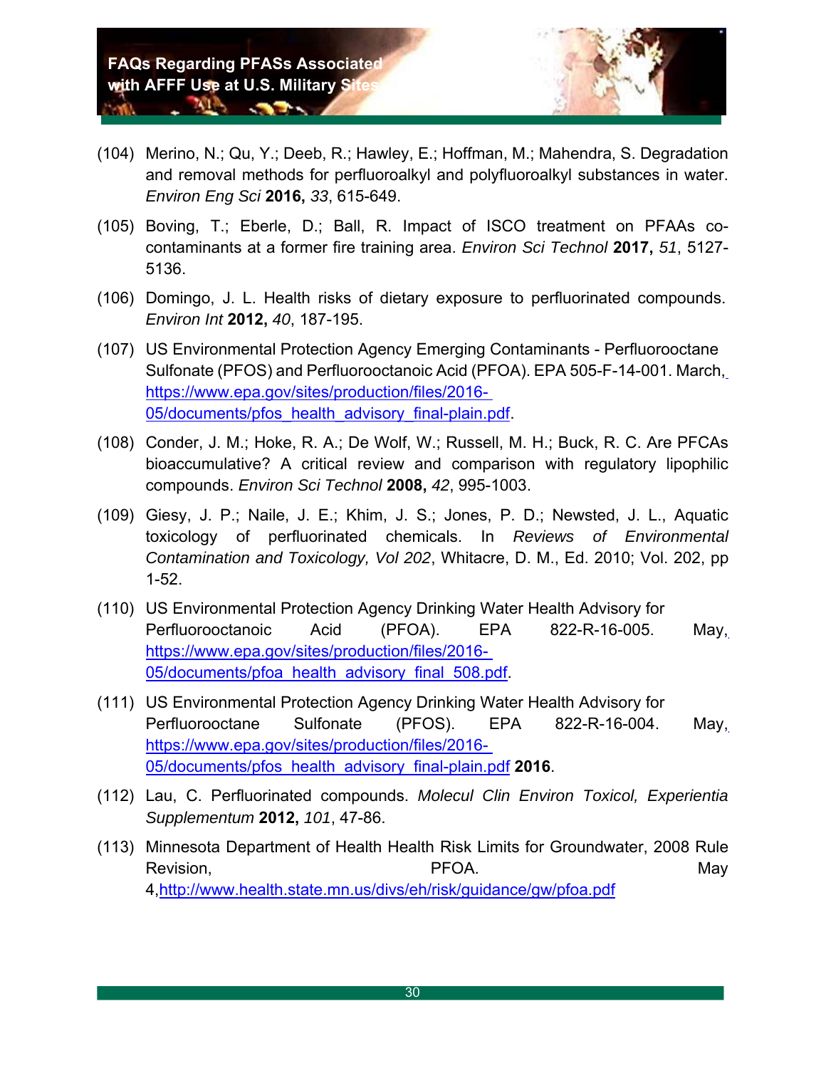(104) Merino, N.; Qu, Y.; Deeb, R.; Hawley, E.; Hoffman, M.; Mahendra, S. Degradation and removal methods for perfluoroalkyl and polyfluoroalkyl substances in water. *Environ Eng Sci* **2016,** *33*, 615-649.

(105) Boving, T.; Eberle, D.; Ball, R. Impact of ISCO treatment on PFAAs co-contaminants at a former fire training area. *Environ Sci Technol* **2017,** *51*, 5127-5136.

(106) Domingo, J. L. Health risks of dietary exposure to perfluorinated compounds. *Environ Int* **2012,** *40*, 187-195.

(107) US Environmental Protection Agency Emerging Contaminants - Perfluorooctane Sulfonate (PFOS) and Perfluorooctanoic Acid (PFOA). EPA 505-F-14-001. March, https://www.epa.gov/sites/production/files/2016-05/documents/pfos_health_advisory_final-plain.pdf.

(108) Conder, J. M.; Hoke, R. A.; De Wolf, W.; Russell, M. H.; Buck, R. C. Are PFCAs bioaccumulative? A critical review and comparison with regulatory lipophilic compounds. *Environ Sci Technol* **2008,** *42*, 995-1003.

(109) Giesy, J. P.; Naile, J. E.; Khim, J. S.; Jones, P. D.; Newsted, J. L., Aquatic toxicology of perfluorinated chemicals. In *Reviews of Environmental Contamination and Toxicology, Vol 202*, Whitacre, D. M., Ed. 2010; Vol. 202, pp 1-52.

(110) US Environmental Protection Agency Drinking Water Health Advisory for Perfluorooctanoic Acid (PFOA). EPA 822-R-16-005. May, https://www.epa.gov/sites/production/files/2016-05/documents/pfoa_health_advisory_final_508.pdf.

(111) US Environmental Protection Agency Drinking Water Health Advisory for Perfluorooctane Sulfonate (PFOS). EPA 822-R-16-004. May, https://www.epa.gov/sites/production/files/2016-05/documents/pfos_health_advisory_final-plain.pdf **2016**.

(112) Lau, C. Perfluorinated compounds. *Molecul Clin Environ Toxicol, Experientia Supplementum* **2012,** *101*, 47-86.

(113) Minnesota Department of Health Health Risk Limits for Groundwater, 2008 Rule Revision, PFOA. May 4,http://www.health.state.mn.us/divs/eh/risk/guidance/gw/pfoa.pdf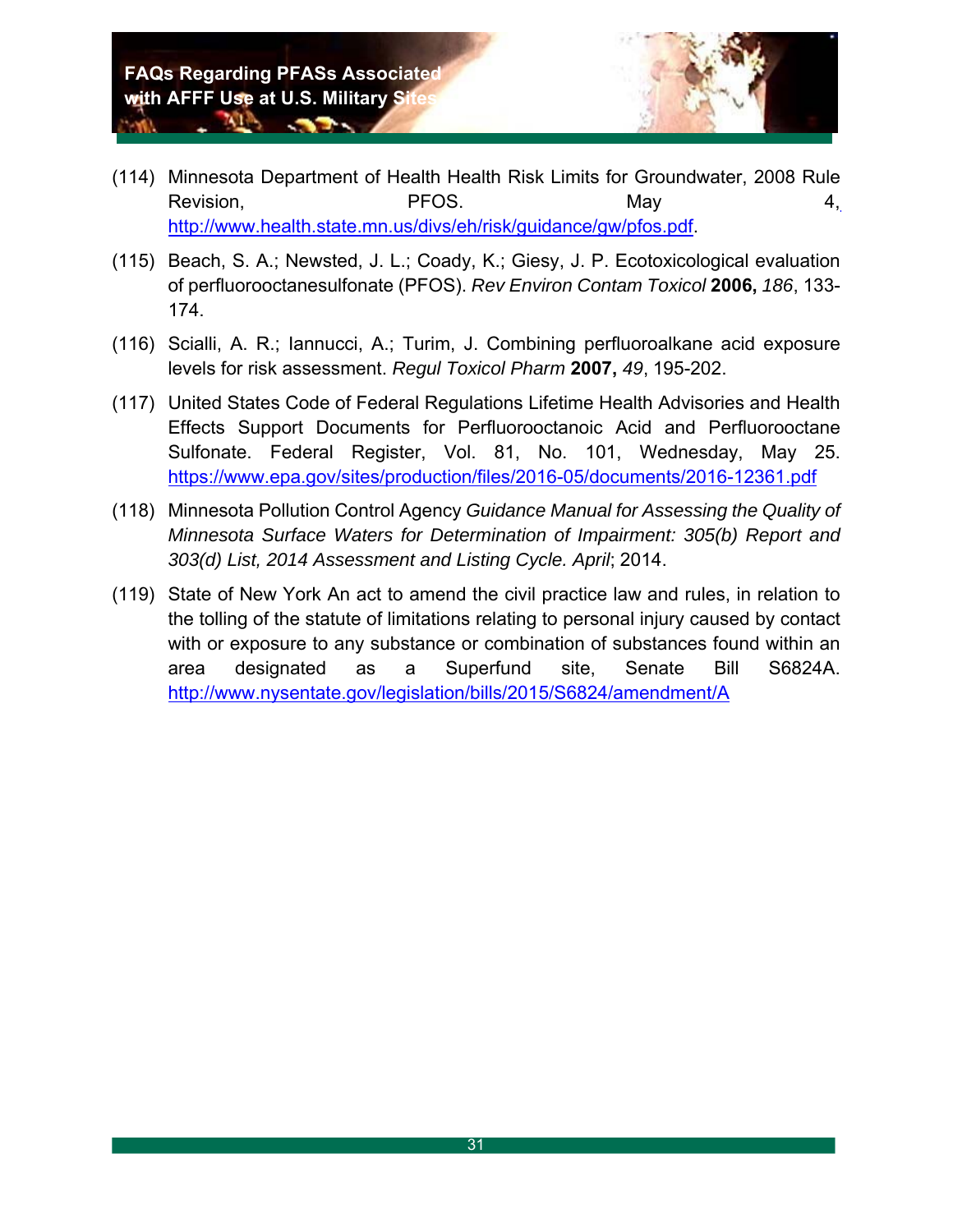(114) Minnesota Department of Health Health Risk Limits for Groundwater, 2008 Rule Revision, PFOS. May 4, http://www.health.state.mn.us/divs/eh/risk/guidance/gw/pfos.pdf.

(115) Beach, S. A.; Newsted, J. L.; Coady, K.; Giesy, J. P. Ecotoxicological evaluation of perfluorooctanesulfonate (PFOS). *Rev Environ Contam Toxicol* **2006,** *186*, 133-174.

(116) Scialli, A. R.; Iannucci, A.; Turim, J. Combining perfluoroalkane acid exposure levels for risk assessment. *Regul Toxicol Pharm* **2007,** *49*, 195-202.

(117) United States Code of Federal Regulations Lifetime Health Advisories and Health Effects Support Documents for Perfluorooctanoic Acid and Perfluorooctane Sulfonate. Federal Register, Vol. 81, No. 101, Wednesday, May 25. https://www.epa.gov/sites/production/files/2016-05/documents/2016-12361.pdf

(118) Minnesota Pollution Control Agency *Guidance Manual for Assessing the Quality of Minnesota Surface Waters for Determination of Impairment: 305(b) Report and 303(d) List, 2014 Assessment and Listing Cycle. April*; 2014.

(119) State of New York An act to amend the civil practice law and rules, in relation to the tolling of the statute of limitations relating to personal injury caused by contact with or exposure to any substance or combination of substances found within an area designated as a Superfund site, Senate Bill S6824A. http://www.nysentate.gov/legislation/bills/2015/S6824/amendment/A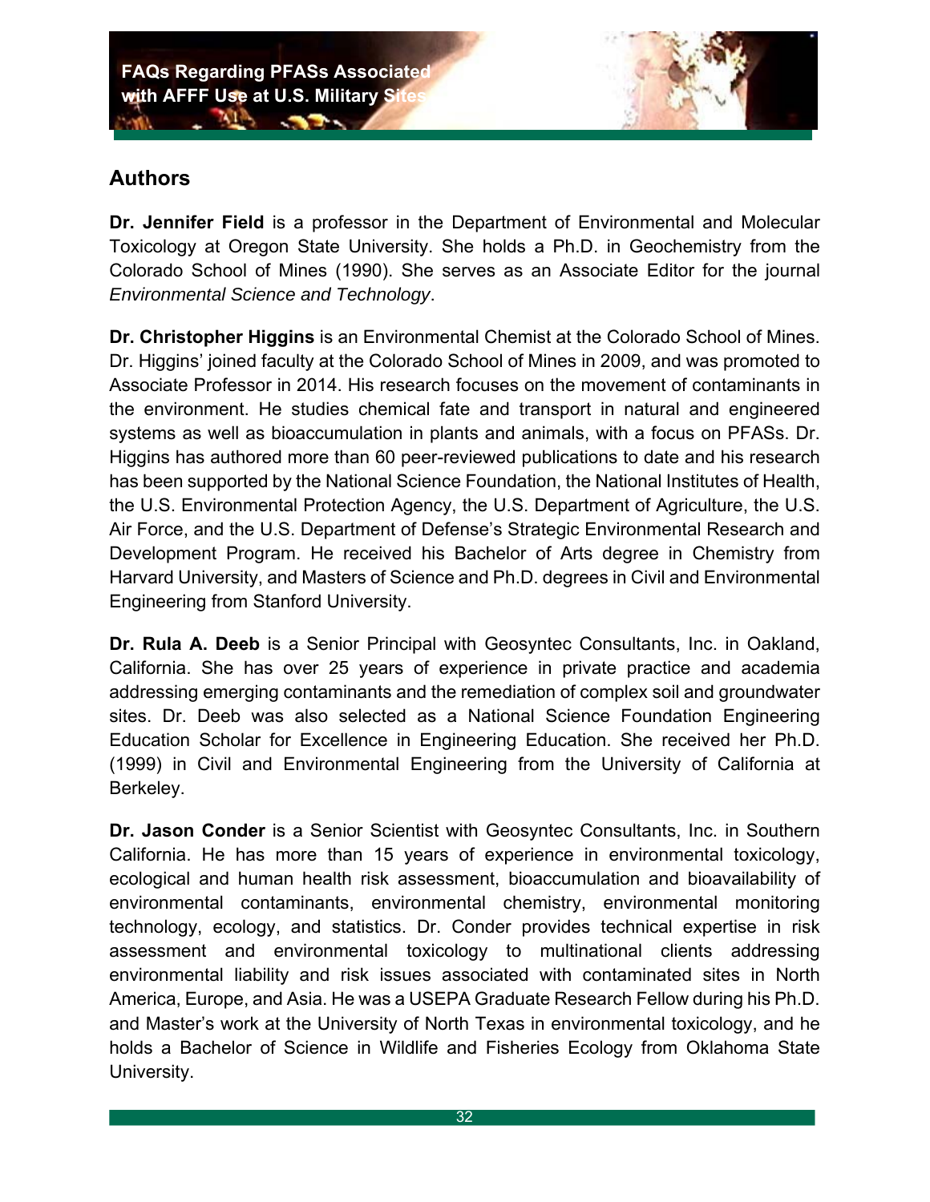## Authors

**Dr. Jennifer Field** is a professor in the Department of Environmental and Molecular Toxicology at Oregon State University. She holds a Ph.D. in Geochemistry from the Colorado School of Mines (1990). She serves as an Associate Editor for the journal *Environmental Science and Technology*.

**Dr. Christopher Higgins** is an Environmental Chemist at the Colorado School of Mines. Dr. Higgins' joined faculty at the Colorado School of Mines in 2009, and was promoted to Associate Professor in 2014. His research focuses on the movement of contaminants in the environment. He studies chemical fate and transport in natural and engineered systems as well as bioaccumulation in plants and animals, with a focus on PFASs. Dr. Higgins has authored more than 60 peer-reviewed publications to date and his research has been supported by the National Science Foundation, the National Institutes of Health, the U.S. Environmental Protection Agency, the U.S. Department of Agriculture, the U.S. Air Force, and the U.S. Department of Defense's Strategic Environmental Research and Development Program. He received his Bachelor of Arts degree in Chemistry from Harvard University, and Masters of Science and Ph.D. degrees in Civil and Environmental Engineering from Stanford University.

**Dr. Rula A. Deeb** is a Senior Principal with Geosyntec Consultants, Inc. in Oakland, California. She has over 25 years of experience in private practice and academia addressing emerging contaminants and the remediation of complex soil and groundwater sites. Dr. Deeb was also selected as a National Science Foundation Engineering Education Scholar for Excellence in Engineering Education. She received her Ph.D. (1999) in Civil and Environmental Engineering from the University of California at Berkeley.

**Dr. Jason Conder** is a Senior Scientist with Geosyntec Consultants, Inc. in Southern California. He has more than 15 years of experience in environmental toxicology, ecological and human health risk assessment, bioaccumulation and bioavailability of environmental contaminants, environmental chemistry, environmental monitoring technology, ecology, and statistics. Dr. Conder provides technical expertise in risk assessment and environmental toxicology to multinational clients addressing environmental liability and risk issues associated with contaminated sites in North America, Europe, and Asia. He was a USEPA Graduate Research Fellow during his Ph.D. and Master's work at the University of North Texas in environmental toxicology, and he holds a Bachelor of Science in Wildlife and Fisheries Ecology from Oklahoma State University.